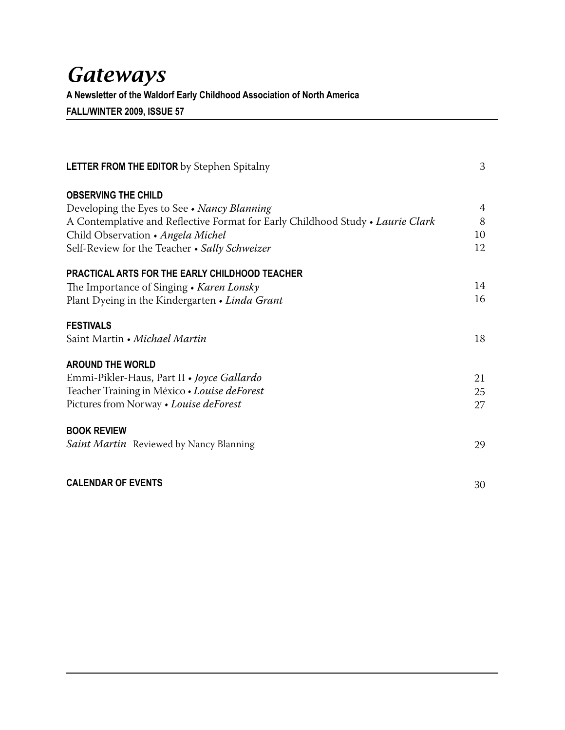# *Gateways*

**A Newsletter of the Waldorf Early Childhood Association of North America**

**FALL/WINTER 2009, ISSUE 57**

**LETTER FROM THE EDITOR** by Stephen Spitalny 3

**OBSERVING THE CHILD**

Developing the Eyes to See • *Nancy Blanning* 4

A Contemplative and Reflective Format for Early Childhood Study • *Laurie Clark* 8

Child Observation • *Angela Michel* 10

Self-Review for the Teacher • *Sally Schweizer* 12

**PRACTICAL ARTS FOR THE EARLY CHILDHOOD TEACHER**

The Importance of Singing • *Karen Lonsky* 14

Plant Dyeing in the Kindergarten • *Linda Grant* 16

**FESTIVALS**

Saint Martin • *Michael Martin* 18

**AROUND THE WORLD**

Emmi-Pikler-Haus, Part II • *Joyce Gallardo* 21

Teacher Training in México • *Louise deForest* 25

Pictures from Norway • *Louise deForest* 27

**BOOK REVIEW**

*Saint Martin* Reviewed by Nancy Blanning 29

**CALENDAR OF EVENTS** 30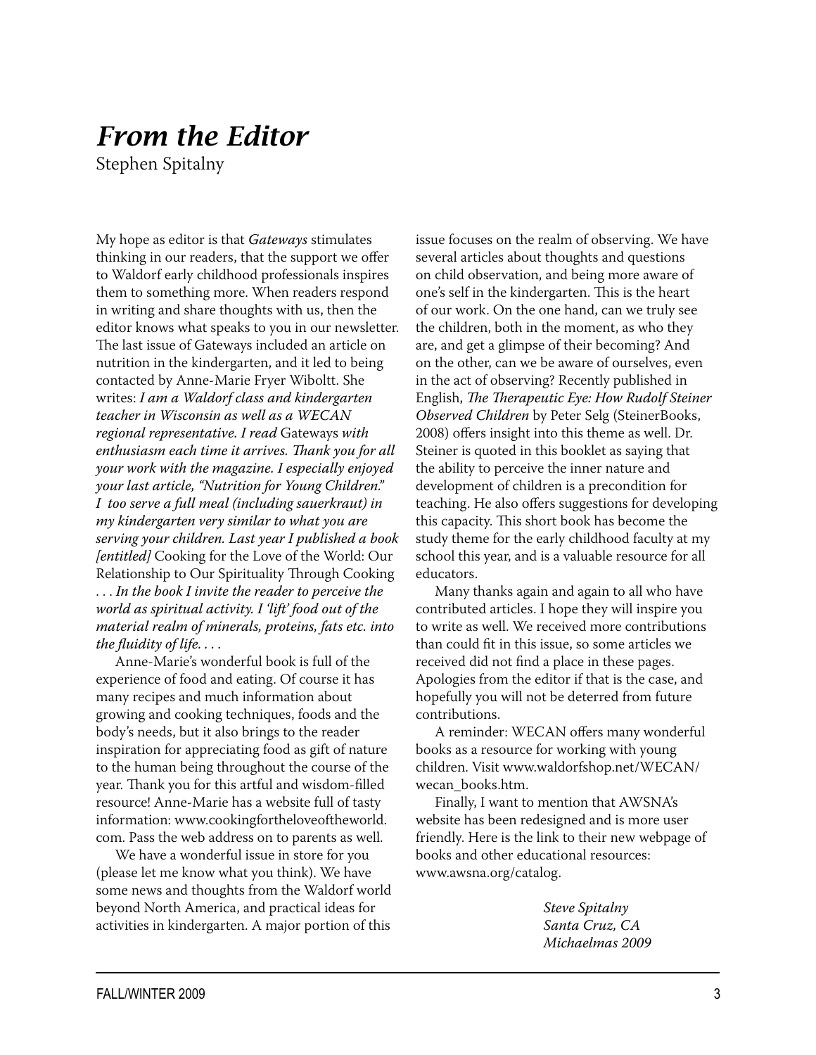# *From the Editor*

Stephen Spitalny

My hope as editor is that *Gateways* stimulates thinking in our readers, that the support we offer to Waldorf early childhood professionals inspires them to something more. When readers respond in writing and share thoughts with us, then the editor knows what speaks to you in our newsletter. The last issue of Gateways included an article on nutrition in the kindergarten, and it led to being contacted by Anne-Marie Fryer Wiboltt. She writes: *I am a Waldorf class and kindergarten teacher in Wisconsin as well as a WECAN regional representative. I read* Gateways *with enthusiasm each time it arrives. Thank you for all your work with the magazine. I especially enjoyed your last article, "Nutrition for Young Children." I too serve a full meal (including sauerkraut) in my kindergarten very similar to what you are serving your children. Last year I published a book [entitled]* Cooking for the Love of the World: Our Relationship to Our Spirituality Through Cooking . . . *In the book I invite the reader to perceive the world as spiritual activity. I 'lift' food out of the material realm of minerals, proteins, fats etc. into the fluidity of life. . . .*

Anne-Marie's wonderful book is full of the experience of food and eating. Of course it has many recipes and much information about growing and cooking techniques, foods and the body's needs, but it also brings to the reader inspiration for appreciating food as gift of nature to the human being throughout the course of the year. Thank you for this artful and wisdom-filled resource! Anne-Marie has a website full of tasty information: www.cookingfortheloveoftheworld.com. Pass the web address on to parents as well.

We have a wonderful issue in store for you (please let me know what you think). We have some news and thoughts from the Waldorf world beyond North America, and practical ideas for activities in kindergarten. A major portion of this issue focuses on the realm of observing. We have several articles about thoughts and questions on child observation, and being more aware of one's self in the kindergarten. This is the heart of our work. On the one hand, can we truly see the children, both in the moment, as who they are, and get a glimpse of their becoming? And on the other, can we be aware of ourselves, even in the act of observing? Recently published in English, *The Therapeutic Eye: How Rudolf Steiner Observed Children* by Peter Selg (SteinerBooks, 2008) offers insight into this theme as well. Dr. Steiner is quoted in this booklet as saying that the ability to perceive the inner nature and development of children is a precondition for teaching. He also offers suggestions for developing this capacity. This short book has become the study theme for the early childhood faculty at my school this year, and is a valuable resource for all educators.

Many thanks again and again to all who have contributed articles. I hope they will inspire you to write as well. We received more contributions than could fit in this issue, so some articles we received did not find a place in these pages. Apologies from the editor if that is the case, and hopefully you will not be deterred from future contributions.

A reminder: WECAN offers many wonderful books as a resource for working with young children. Visit www.waldorfshop.net/WECAN/wecan_books.htm.

Finally, I want to mention that AWSNA's website has been redesigned and is more user friendly. Here is the link to their new webpage of books and other educational resources: www.awsna.org/catalog.

*Steve Spitalny*
*Santa Cruz, CA*
*Michaelmas 2009*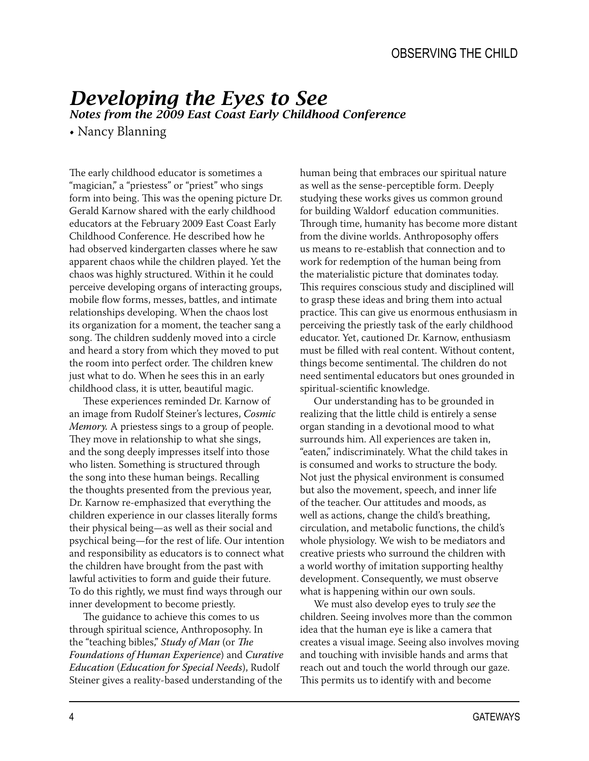# *Developing the Eyes to See*

***Notes from the 2009 East Coast Early Childhood Conference***

• Nancy Blanning

The early childhood educator is sometimes a "magician," a "priestess" or "priest" who sings form into being. This was the opening picture Dr. Gerald Karnow shared with the early childhood educators at the February 2009 East Coast Early Childhood Conference. He described how he had observed kindergarten classes where he saw apparent chaos while the children played. Yet the chaos was highly structured. Within it he could perceive developing organs of interacting groups, mobile flow forms, messes, battles, and intimate relationships developing. When the chaos lost its organization for a moment, the teacher sang a song. The children suddenly moved into a circle and heard a story from which they moved to put the room into perfect order. The children knew just what to do. When he sees this in an early childhood class, it is utter, beautiful magic.

These experiences reminded Dr. Karnow of an image from Rudolf Steiner's lectures, *Cosmic Memory.* A priestess sings to a group of people. They move in relationship to what she sings, and the song deeply impresses itself into those who listen. Something is structured through the song into these human beings. Recalling the thoughts presented from the previous year, Dr. Karnow re-emphasized that everything the children experience in our classes literally forms their physical being—as well as their social and psychical being—for the rest of life. Our intention and responsibility as educators is to connect what the children have brought from the past with lawful activities to form and guide their future. To do this rightly, we must find ways through our inner development to become priestly.

The guidance to achieve this comes to us through spiritual science, Anthroposophy. In the "teaching bibles," *Study of Man* (or *The Foundations of Human Experience*) and *Curative Education* (*Education for Special Needs*), Rudolf Steiner gives a reality-based understanding of the human being that embraces our spiritual nature as well as the sense-perceptible form. Deeply studying these works gives us common ground for building Waldorf education communities. Through time, humanity has become more distant from the divine worlds. Anthroposophy offers us means to re-establish that connection and to work for redemption of the human being from the materialistic picture that dominates today. This requires conscious study and disciplined will to grasp these ideas and bring them into actual practice. This can give us enormous enthusiasm in perceiving the priestly task of the early childhood educator. Yet, cautioned Dr. Karnow, enthusiasm must be filled with real content. Without content, things become sentimental. The children do not need sentimental educators but ones grounded in spiritual-scientific knowledge.

Our understanding has to be grounded in realizing that the little child is entirely a sense organ standing in a devotional mood to what surrounds him. All experiences are taken in, "eaten," indiscriminately. What the child takes in is consumed and works to structure the body. Not just the physical environment is consumed but also the movement, speech, and inner life of the teacher. Our attitudes and moods, as well as actions, change the child's breathing, circulation, and metabolic functions, the child's whole physiology. We wish to be mediators and creative priests who surround the children with a world worthy of imitation supporting healthy development. Consequently, we must observe what is happening within our own souls.

We must also develop eyes to truly *see* the children. Seeing involves more than the common idea that the human eye is like a camera that creates a visual image. Seeing also involves moving and touching with invisible hands and arms that reach out and touch the world through our gaze. This permits us to identify with and become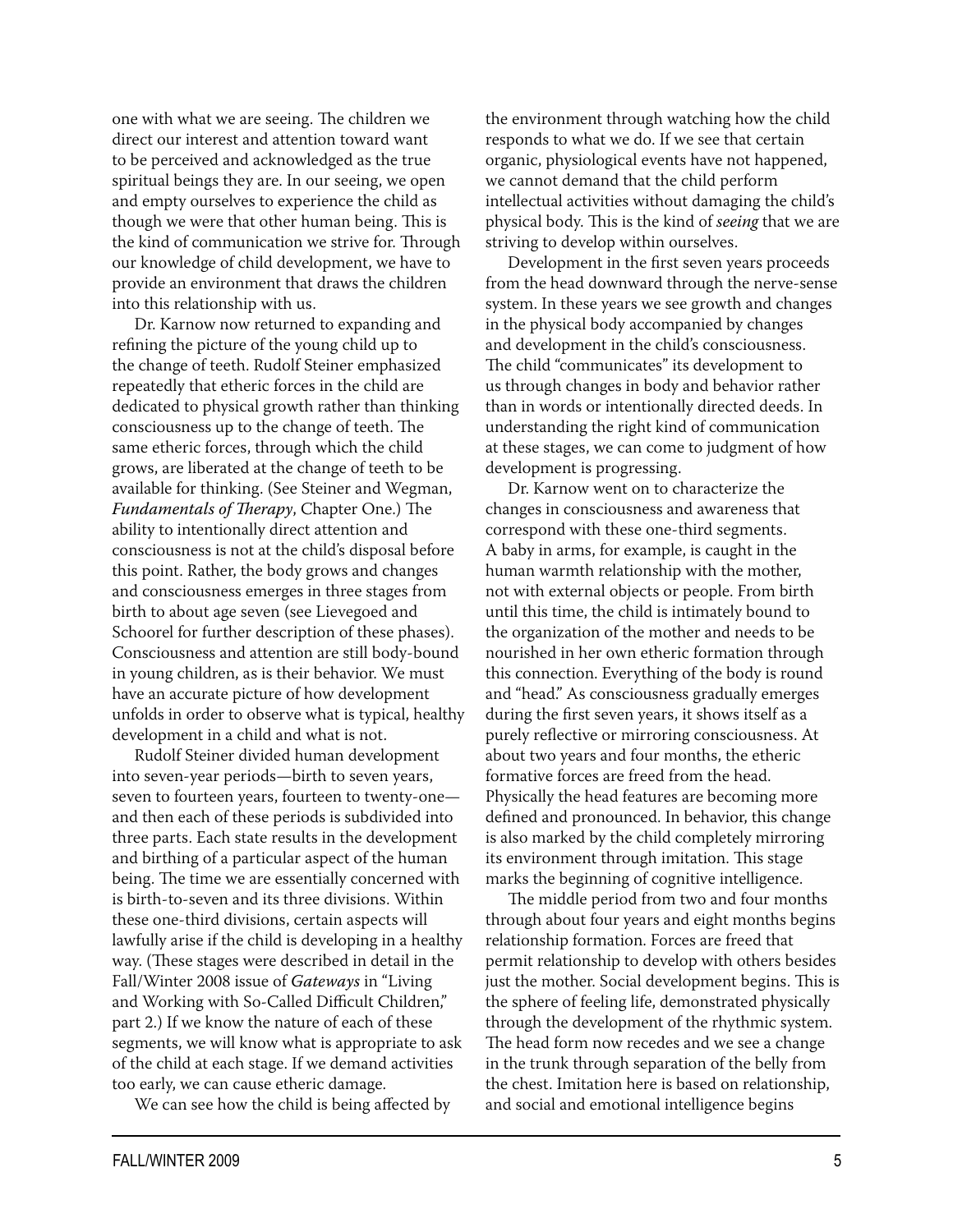one with what we are seeing. The children we direct our interest and attention toward want to be perceived and acknowledged as the true spiritual beings they are. In our seeing, we open and empty ourselves to experience the child as though we were that other human being. This is the kind of communication we strive for. Through our knowledge of child development, we have to provide an environment that draws the children into this relationship with us.

Dr. Karnow now returned to expanding and refining the picture of the young child up to the change of teeth. Rudolf Steiner emphasized repeatedly that etheric forces in the child are dedicated to physical growth rather than thinking consciousness up to the change of teeth. The same etheric forces, through which the child grows, are liberated at the change of teeth to be available for thinking. (See Steiner and Wegman, *Fundamentals of Therapy*, Chapter One.) The ability to intentionally direct attention and consciousness is not at the child's disposal before this point. Rather, the body grows and changes and consciousness emerges in three stages from birth to about age seven (see Lievegoed and Schoorel for further description of these phases). Consciousness and attention are still body-bound in young children, as is their behavior. We must have an accurate picture of how development unfolds in order to observe what is typical, healthy development in a child and what is not.

Rudolf Steiner divided human development into seven-year periods—birth to seven years, seven to fourteen years, fourteen to twenty-one—and then each of these periods is subdivided into three parts. Each state results in the development and birthing of a particular aspect of the human being. The time we are essentially concerned with is birth-to-seven and its three divisions. Within these one-third divisions, certain aspects will lawfully arise if the child is developing in a healthy way. (These stages were described in detail in the Fall/Winter 2008 issue of *Gateways* in "Living and Working with So-Called Difficult Children," part 2.) If we know the nature of each of these segments, we will know what is appropriate to ask of the child at each stage. If we demand activities too early, we can cause etheric damage.

We can see how the child is being affected by the environment through watching how the child responds to what we do. If we see that certain organic, physiological events have not happened, we cannot demand that the child perform intellectual activities without damaging the child's physical body. This is the kind of *seeing* that we are striving to develop within ourselves.

Development in the first seven years proceeds from the head downward through the nerve-sense system. In these years we see growth and changes in the physical body accompanied by changes and development in the child's consciousness. The child "communicates" its development to us through changes in body and behavior rather than in words or intentionally directed deeds. In understanding the right kind of communication at these stages, we can come to judgment of how development is progressing.

Dr. Karnow went on to characterize the changes in consciousness and awareness that correspond with these one-third segments. A baby in arms, for example, is caught in the human warmth relationship with the mother, not with external objects or people. From birth until this time, the child is intimately bound to the organization of the mother and needs to be nourished in her own etheric formation through this connection. Everything of the body is round and "head." As consciousness gradually emerges during the first seven years, it shows itself as a purely reflective or mirroring consciousness. At about two years and four months, the etheric formative forces are freed from the head. Physically the head features are becoming more defined and pronounced. In behavior, this change is also marked by the child completely mirroring its environment through imitation. This stage marks the beginning of cognitive intelligence.

The middle period from two and four months through about four years and eight months begins relationship formation. Forces are freed that permit relationship to develop with others besides just the mother. Social development begins. This is the sphere of feeling life, demonstrated physically through the development of the rhythmic system. The head form now recedes and we see a change in the trunk through separation of the belly from the chest. Imitation here is based on relationship, and social and emotional intelligence begins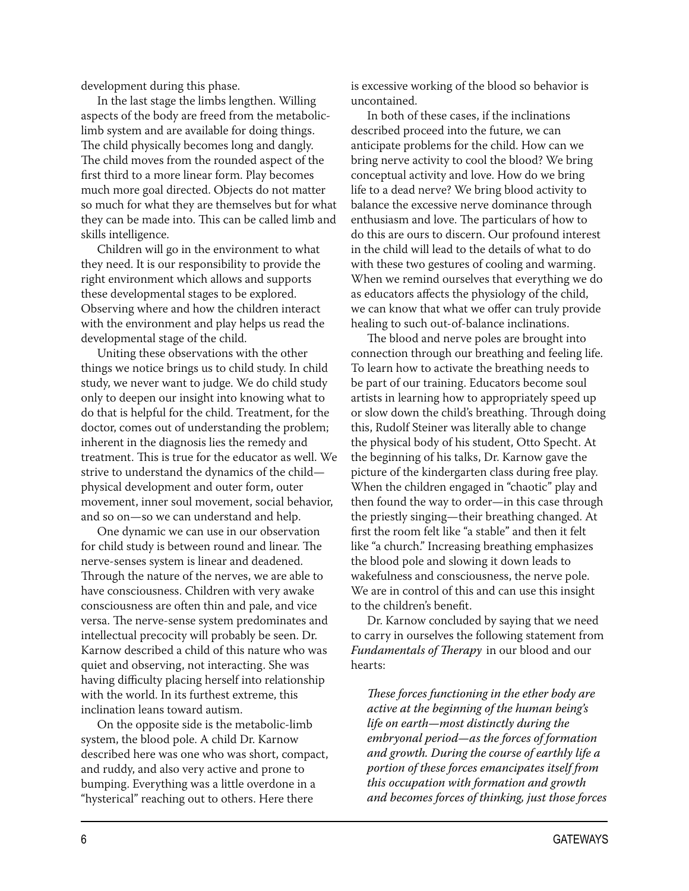development during this phase.

In the last stage the limbs lengthen. Willing aspects of the body are freed from the metabolic-limb system and are available for doing things. The child physically becomes long and dangly. The child moves from the rounded aspect of the first third to a more linear form. Play becomes much more goal directed. Objects do not matter so much for what they are themselves but for what they can be made into. This can be called limb and skills intelligence.

Children will go in the environment to what they need. It is our responsibility to provide the right environment which allows and supports these developmental stages to be explored. Observing where and how the children interact with the environment and play helps us read the developmental stage of the child.

Uniting these observations with the other things we notice brings us to child study. In child study, we never want to judge. We do child study only to deepen our insight into knowing what to do that is helpful for the child. Treatment, for the doctor, comes out of understanding the problem; inherent in the diagnosis lies the remedy and treatment. This is true for the educator as well. We strive to understand the dynamics of the child—physical development and outer form, outer movement, inner soul movement, social behavior, and so on—so we can understand and help.

One dynamic we can use in our observation for child study is between round and linear. The nerve-senses system is linear and deadened. Through the nature of the nerves, we are able to have consciousness. Children with very awake consciousness are often thin and pale, and vice versa. The nerve-sense system predominates and intellectual precocity will probably be seen. Dr. Karnow described a child of this nature who was quiet and observing, not interacting. She was having difficulty placing herself into relationship with the world. In its furthest extreme, this inclination leans toward autism.

On the opposite side is the metabolic-limb system, the blood pole. A child Dr. Karnow described here was one who was short, compact, and ruddy, and also very active and prone to bumping. Everything was a little overdone in a "hysterical" reaching out to others. Here there is excessive working of the blood so behavior is uncontained.

In both of these cases, if the inclinations described proceed into the future, we can anticipate problems for the child. How can we bring nerve activity to cool the blood? We bring conceptual activity and love. How do we bring life to a dead nerve? We bring blood activity to balance the excessive nerve dominance through enthusiasm and love. The particulars of how to do this are ours to discern. Our profound interest in the child will lead to the details of what to do with these two gestures of cooling and warming. When we remind ourselves that everything we do as educators affects the physiology of the child, we can know that what we offer can truly provide healing to such out-of-balance inclinations.

The blood and nerve poles are brought into connection through our breathing and feeling life. To learn how to activate the breathing needs to be part of our training. Educators become soul artists in learning how to appropriately speed up or slow down the child's breathing. Through doing this, Rudolf Steiner was literally able to change the physical body of his student, Otto Specht. At the beginning of his talks, Dr. Karnow gave the picture of the kindergarten class during free play. When the children engaged in "chaotic" play and then found the way to order—in this case through the priestly singing—their breathing changed. At first the room felt like "a stable" and then it felt like "a church." Increasing breathing emphasizes the blood pole and slowing it down leads to wakefulness and consciousness, the nerve pole. We are in control of this and can use this insight to the children's benefit.

Dr. Karnow concluded by saying that we need to carry in ourselves the following statement from *Fundamentals of Therapy* in our blood and our hearts:

> *These forces functioning in the ether body are active at the beginning of the human being's life on earth—most distinctly during the embryonal period—as the forces of formation and growth. During the course of earthly life a portion of these forces emancipates itself from this occupation with formation and growth and becomes forces of thinking, just those forces*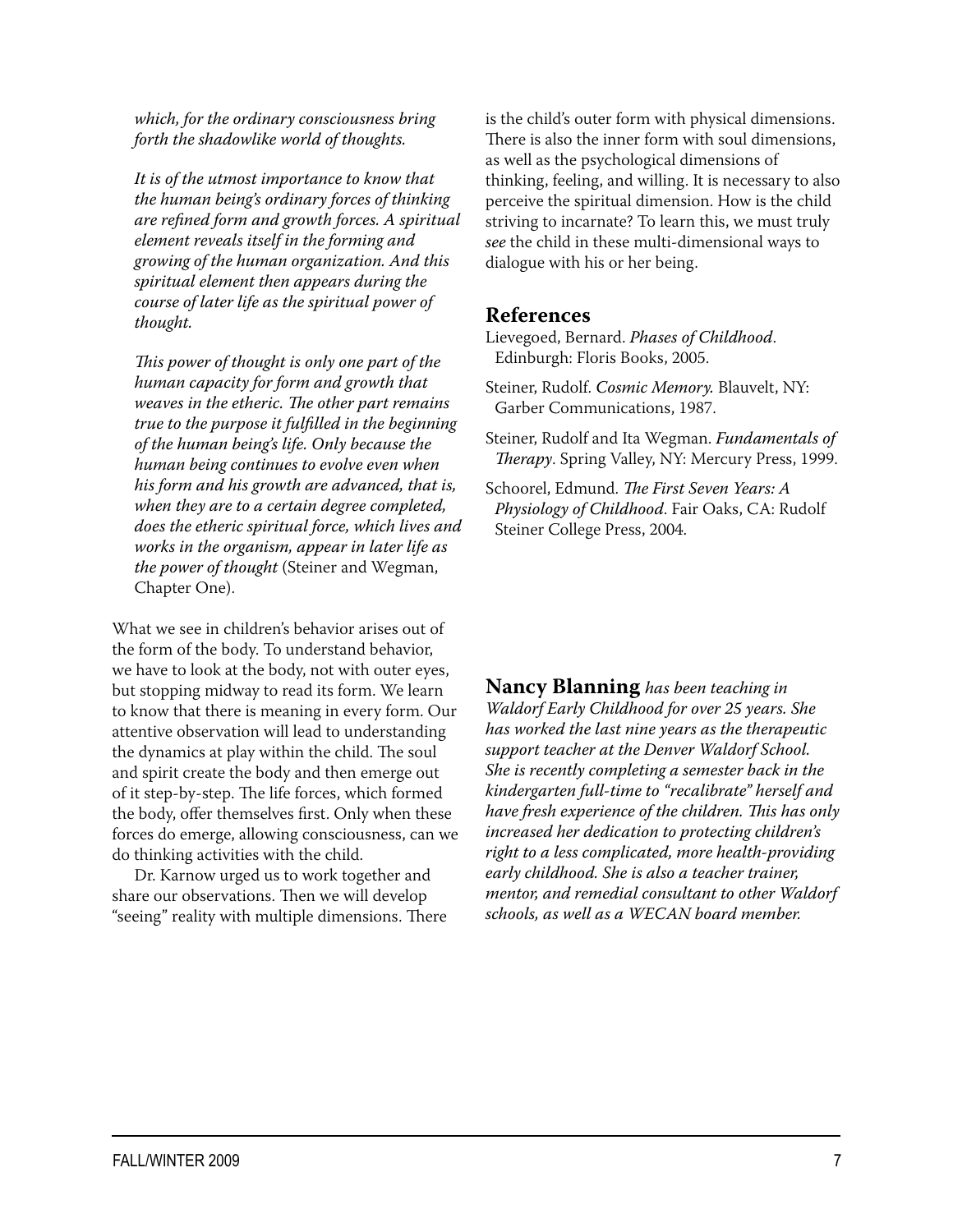*which, for the ordinary consciousness bring forth the shadowlike world of thoughts.*

*It is of the utmost importance to know that the human being's ordinary forces of thinking are refined form and growth forces. A spiritual element reveals itself in the forming and growing of the human organization. And this spiritual element then appears during the course of later life as the spiritual power of thought.*

*This power of thought is only one part of the human capacity for form and growth that weaves in the etheric. The other part remains true to the purpose it fulfilled in the beginning of the human being's life. Only because the human being continues to evolve even when his form and his growth are advanced, that is, when they are to a certain degree completed, does the etheric spiritual force, which lives and works in the organism, appear in later life as the power of thought* (Steiner and Wegman, Chapter One).

What we see in children's behavior arises out of the form of the body. To understand behavior, we have to look at the body, not with outer eyes, but stopping midway to read its form. We learn to know that there is meaning in every form. Our attentive observation will lead to understanding the dynamics at play within the child. The soul and spirit create the body and then emerge out of it step-by-step. The life forces, which formed the body, offer themselves first. Only when these forces do emerge, allowing consciousness, can we do thinking activities with the child.

Dr. Karnow urged us to work together and share our observations. Then we will develop "seeing" reality with multiple dimensions. There is the child's outer form with physical dimensions. There is also the inner form with soul dimensions, as well as the psychological dimensions of thinking, feeling, and willing. It is necessary to also perceive the spiritual dimension. How is the child striving to incarnate? To learn this, we must truly *see* the child in these multi-dimensional ways to dialogue with his or her being.

## References

Lievegoed, Bernard. *Phases of Childhood*. Edinburgh: Floris Books, 2005.

Steiner, Rudolf. *Cosmic Memory.* Blauvelt, NY: Garber Communications, 1987.

Steiner, Rudolf and Ita Wegman. *Fundamentals of Therapy*. Spring Valley, NY: Mercury Press, 1999.

Schoorel, Edmund. *The First Seven Years: A Physiology of Childhood*. Fair Oaks, CA: Rudolf Steiner College Press, 2004.

**Nancy Blanning** *has been teaching in Waldorf Early Childhood for over 25 years. She has worked the last nine years as the therapeutic support teacher at the Denver Waldorf School. She is recently completing a semester back in the kindergarten full-time to "recalibrate" herself and have fresh experience of the children. This has only increased her dedication to protecting children's right to a less complicated, more health-providing early childhood. She is also a teacher trainer, mentor, and remedial consultant to other Waldorf schools, as well as a WECAN board member.*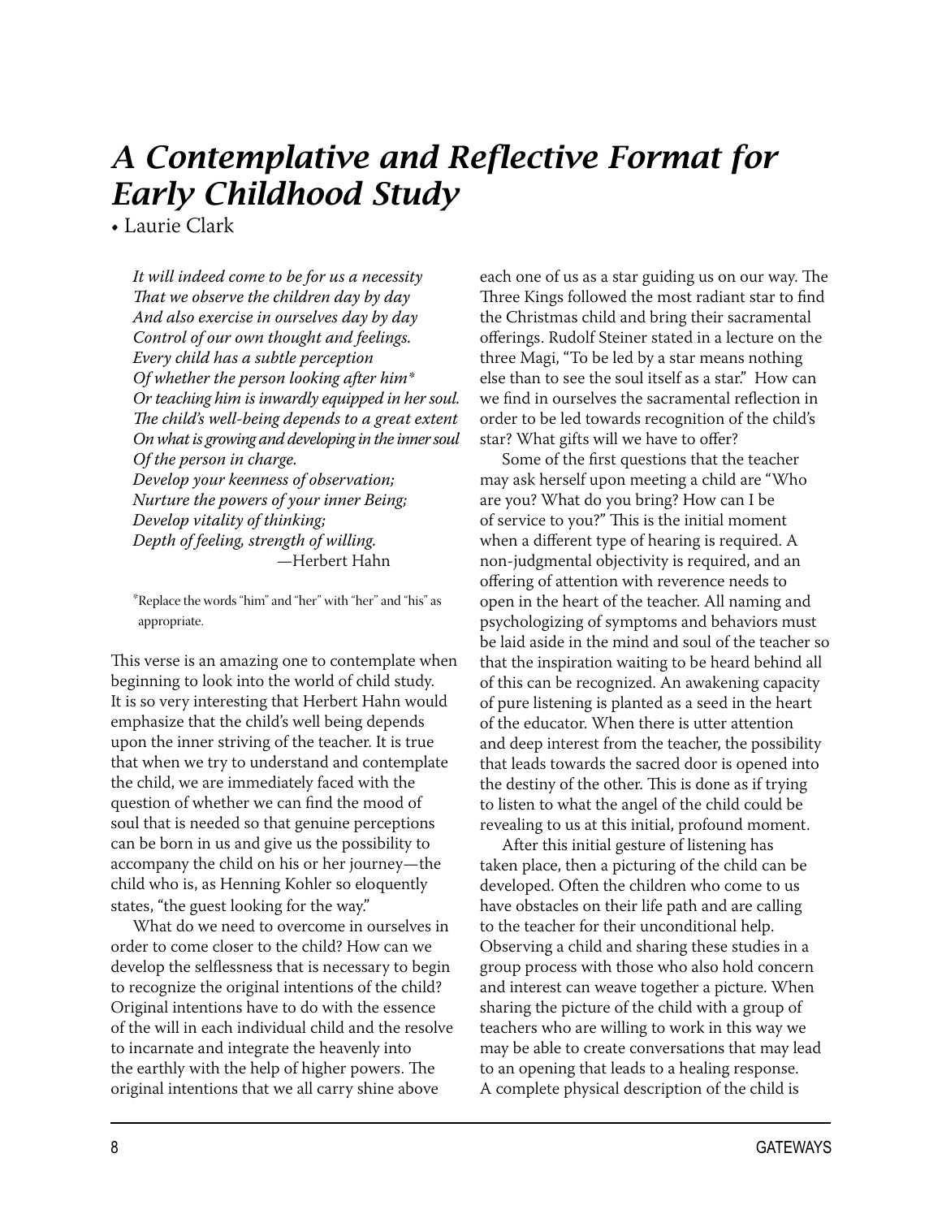# *A Contemplative and Reflective Format for Early Childhood Study*

• Laurie Clark

*It will indeed come to be for us a necessity*
*That we observe the children day by day*
*And also exercise in ourselves day by day*
*Control of our own thought and feelings.*
*Every child has a subtle perception*
*Of whether the person looking after him\**
*Or teaching him is inwardly equipped in her soul.*
*The child's well-being depends to a great extent*
*On what is growing and developing in the inner soul*
*Of the person in charge.*
*Develop your keenness of observation;*
*Nurture the powers of your inner Being;*
*Develop vitality of thinking;*
*Depth of feeling, strength of willing.*
—Herbert Hahn

\*Replace the words "him" and "her" with "her" and "his" as appropriate.

This verse is an amazing one to contemplate when beginning to look into the world of child study. It is so very interesting that Herbert Hahn would emphasize that the child's well being depends upon the inner striving of the teacher. It is true that when we try to understand and contemplate the child, we are immediately faced with the question of whether we can find the mood of soul that is needed so that genuine perceptions can be born in us and give us the possibility to accompany the child on his or her journey—the child who is, as Henning Kohler so eloquently states, "the guest looking for the way."

What do we need to overcome in ourselves in order to come closer to the child? How can we develop the selflessness that is necessary to begin to recognize the original intentions of the child? Original intentions have to do with the essence of the will in each individual child and the resolve to incarnate and integrate the heavenly into the earthly with the help of higher powers. The original intentions that we all carry shine above each one of us as a star guiding us on our way. The Three Kings followed the most radiant star to find the Christmas child and bring their sacramental offerings. Rudolf Steiner stated in a lecture on the three Magi, "To be led by a star means nothing else than to see the soul itself as a star." How can we find in ourselves the sacramental reflection in order to be led towards recognition of the child's star? What gifts will we have to offer?

Some of the first questions that the teacher may ask herself upon meeting a child are "Who are you? What do you bring? How can I be of service to you?" This is the initial moment when a different type of hearing is required. A non-judgmental objectivity is required, and an offering of attention with reverence needs to open in the heart of the teacher. All naming and psychologizing of symptoms and behaviors must be laid aside in the mind and soul of the teacher so that the inspiration waiting to be heard behind all of this can be recognized. An awakening capacity of pure listening is planted as a seed in the heart of the educator. When there is utter attention and deep interest from the teacher, the possibility that leads towards the sacred door is opened into the destiny of the other. This is done as if trying to listen to what the angel of the child could be revealing to us at this initial, profound moment.

After this initial gesture of listening has taken place, then a picturing of the child can be developed. Often the children who come to us have obstacles on their life path and are calling to the teacher for their unconditional help. Observing a child and sharing these studies in a group process with those who also hold concern and interest can weave together a picture. When sharing the picture of the child with a group of teachers who are willing to work in this way we may be able to create conversations that may lead to an opening that leads to a healing response. A complete physical description of the child is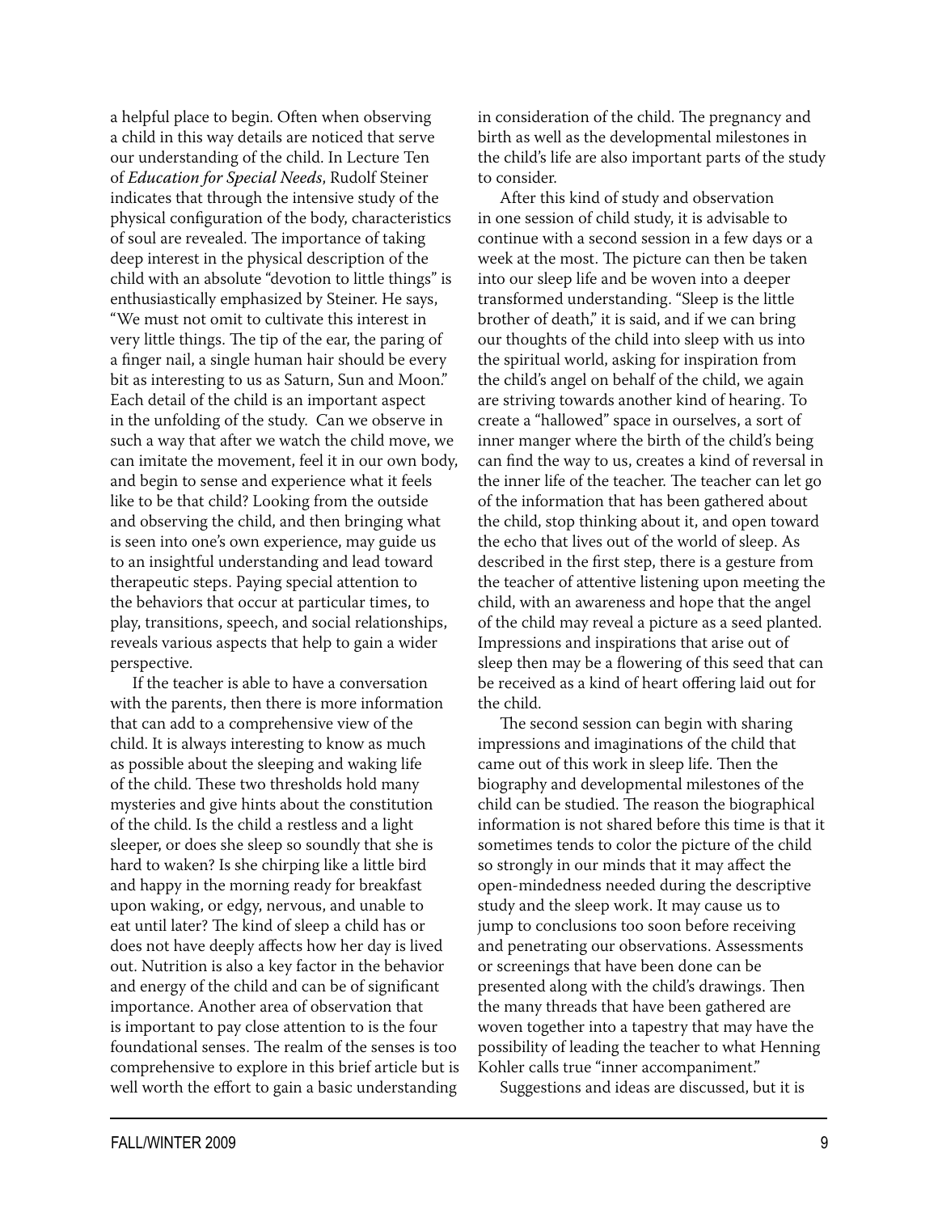a helpful place to begin. Often when observing a child in this way details are noticed that serve our understanding of the child. In Lecture Ten of *Education for Special Needs*, Rudolf Steiner indicates that through the intensive study of the physical configuration of the body, characteristics of soul are revealed. The importance of taking deep interest in the physical description of the child with an absolute "devotion to little things" is enthusiastically emphasized by Steiner. He says, "We must not omit to cultivate this interest in very little things. The tip of the ear, the paring of a finger nail, a single human hair should be every bit as interesting to us as Saturn, Sun and Moon." Each detail of the child is an important aspect in the unfolding of the study. Can we observe in such a way that after we watch the child move, we can imitate the movement, feel it in our own body, and begin to sense and experience what it feels like to be that child? Looking from the outside and observing the child, and then bringing what is seen into one's own experience, may guide us to an insightful understanding and lead toward therapeutic steps. Paying special attention to the behaviors that occur at particular times, to play, transitions, speech, and social relationships, reveals various aspects that help to gain a wider perspective.

If the teacher is able to have a conversation with the parents, then there is more information that can add to a comprehensive view of the child. It is always interesting to know as much as possible about the sleeping and waking life of the child. These two thresholds hold many mysteries and give hints about the constitution of the child. Is the child a restless and a light sleeper, or does she sleep so soundly that she is hard to waken? Is she chirping like a little bird and happy in the morning ready for breakfast upon waking, or edgy, nervous, and unable to eat until later? The kind of sleep a child has or does not have deeply affects how her day is lived out. Nutrition is also a key factor in the behavior and energy of the child and can be of significant importance. Another area of observation that is important to pay close attention to is the four foundational senses. The realm of the senses is too comprehensive to explore in this brief article but is well worth the effort to gain a basic understanding in consideration of the child. The pregnancy and birth as well as the developmental milestones in the child's life are also important parts of the study to consider.

After this kind of study and observation in one session of child study, it is advisable to continue with a second session in a few days or a week at the most. The picture can then be taken into our sleep life and be woven into a deeper transformed understanding. "Sleep is the little brother of death," it is said, and if we can bring our thoughts of the child into sleep with us into the spiritual world, asking for inspiration from the child's angel on behalf of the child, we again are striving towards another kind of hearing. To create a "hallowed" space in ourselves, a sort of inner manger where the birth of the child's being can find the way to us, creates a kind of reversal in the inner life of the teacher. The teacher can let go of the information that has been gathered about the child, stop thinking about it, and open toward the echo that lives out of the world of sleep. As described in the first step, there is a gesture from the teacher of attentive listening upon meeting the child, with an awareness and hope that the angel of the child may reveal a picture as a seed planted. Impressions and inspirations that arise out of sleep then may be a flowering of this seed that can be received as a kind of heart offering laid out for the child.

The second session can begin with sharing impressions and imaginations of the child that came out of this work in sleep life. Then the biography and developmental milestones of the child can be studied. The reason the biographical information is not shared before this time is that it sometimes tends to color the picture of the child so strongly in our minds that it may affect the open-mindedness needed during the descriptive study and the sleep work. It may cause us to jump to conclusions too soon before receiving and penetrating our observations. Assessments or screenings that have been done can be presented along with the child's drawings. Then the many threads that have been gathered are woven together into a tapestry that may have the possibility of leading the teacher to what Henning Kohler calls true "inner accompaniment."

Suggestions and ideas are discussed, but it is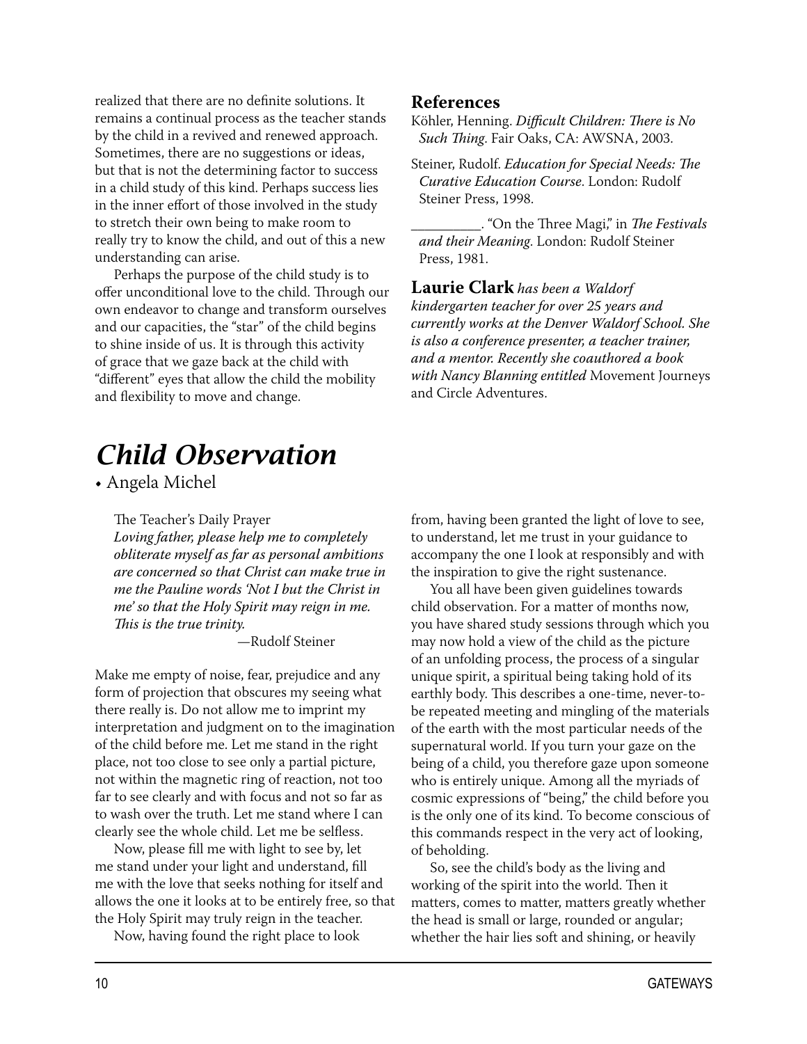realized that there are no definite solutions. It remains a continual process as the teacher stands by the child in a revived and renewed approach. Sometimes, there are no suggestions or ideas, but that is not the determining factor to success in a child study of this kind. Perhaps success lies in the inner effort of those involved in the study to stretch their own being to make room to really try to know the child, and out of this a new understanding can arise.

Perhaps the purpose of the child study is to offer unconditional love to the child. Through our own endeavor to change and transform ourselves and our capacities, the "star" of the child begins to shine inside of us. It is through this activity of grace that we gaze back at the child with "different" eyes that allow the child the mobility and flexibility to move and change.

### References

Köhler, Henning. *Difficult Children: There is No Such Thing*. Fair Oaks, CA: AWSNA, 2003.

Steiner, Rudolf. *Education for Special Needs: The Curative Education Course*. London: Rudolf Steiner Press, 1998.

__________. "On the Three Magi," in *The Festivals and their Meaning*. London: Rudolf Steiner Press, 1981.

**Laurie Clark** *has been a Waldorf kindergarten teacher for over 25 years and currently works at the Denver Waldorf School. She is also a conference presenter, a teacher trainer, and a mentor. Recently she coauthored a book with Nancy Blanning entitled* Movement Journeys and Circle Adventures.

# *Child Observation*

• Angela Michel

> The Teacher's Daily Prayer
> *Loving father, please help me to completely obliterate myself as far as personal ambitions are concerned so that Christ can make true in me the Pauline words 'Not I but the Christ in me' so that the Holy Spirit may reign in me. This is the true trinity.*
>
> —Rudolf Steiner

Make me empty of noise, fear, prejudice and any form of projection that obscures my seeing what there really is. Do not allow me to imprint my interpretation and judgment on to the imagination of the child before me. Let me stand in the right place, not too close to see only a partial picture, not within the magnetic ring of reaction, not too far to see clearly and with focus and not so far as to wash over the truth. Let me stand where I can clearly see the whole child. Let me be selfless.

Now, please fill me with light to see by, let me stand under your light and understand, fill me with the love that seeks nothing for itself and allows the one it looks at to be entirely free, so that the Holy Spirit may truly reign in the teacher.

Now, having found the right place to look from, having been granted the light of love to see, to understand, let me trust in your guidance to accompany the one I look at responsibly and with the inspiration to give the right sustenance.

You all have been given guidelines towards child observation. For a matter of months now, you have shared study sessions through which you may now hold a view of the child as the picture of an unfolding process, the process of a singular unique spirit, a spiritual being taking hold of its earthly body. This describes a one-time, never-to-be repeated meeting and mingling of the materials of the earth with the most particular needs of the supernatural world. If you turn your gaze on the being of a child, you therefore gaze upon someone who is entirely unique. Among all the myriads of cosmic expressions of "being," the child before you is the only one of its kind. To become conscious of this commands respect in the very act of looking, of beholding.

So, see the child's body as the living and working of the spirit into the world. Then it matters, comes to matter, matters greatly whether the head is small or large, rounded or angular; whether the hair lies soft and shining, or heavily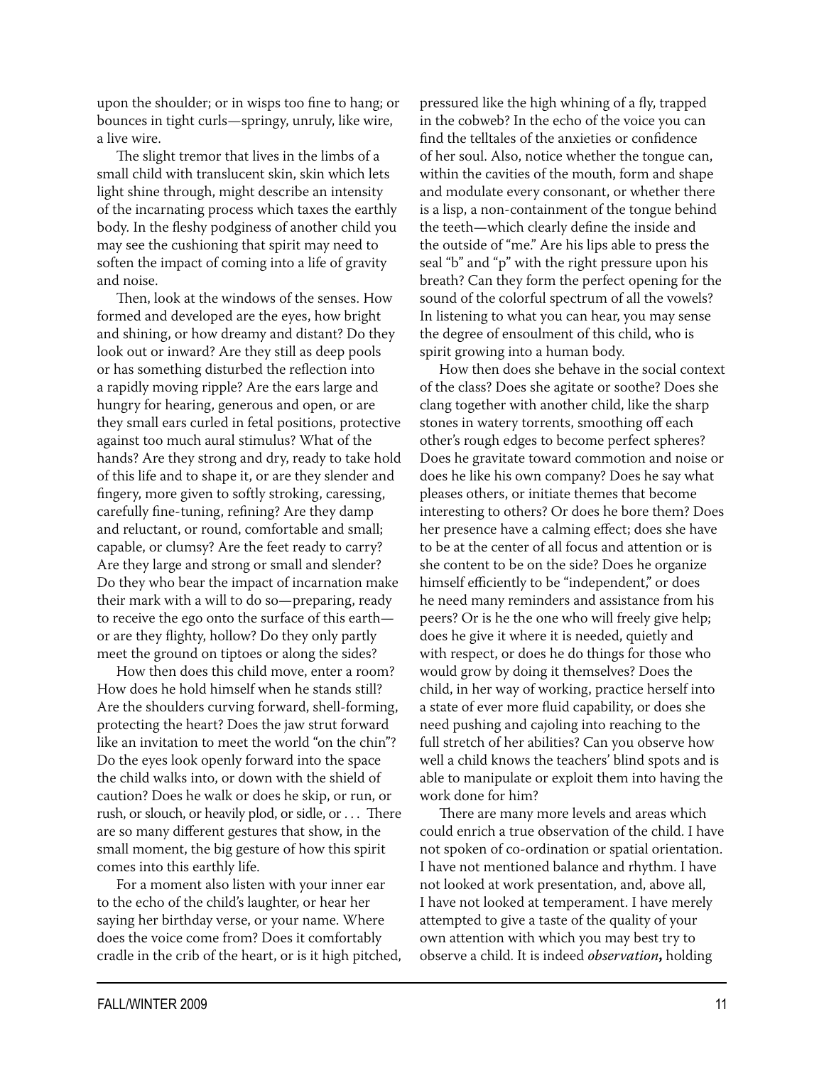upon the shoulder; or in wisps too fine to hang; or bounces in tight curls—springy, unruly, like wire, a live wire.

The slight tremor that lives in the limbs of a small child with translucent skin, skin which lets light shine through, might describe an intensity of the incarnating process which taxes the earthly body. In the fleshy podginess of another child you may see the cushioning that spirit may need to soften the impact of coming into a life of gravity and noise.

Then, look at the windows of the senses. How formed and developed are the eyes, how bright and shining, or how dreamy and distant? Do they look out or inward? Are they still as deep pools or has something disturbed the reflection into a rapidly moving ripple? Are the ears large and hungry for hearing, generous and open, or are they small ears curled in fetal positions, protective against too much aural stimulus? What of the hands? Are they strong and dry, ready to take hold of this life and to shape it, or are they slender and fingery, more given to softly stroking, caressing, carefully fine-tuning, refining? Are they damp and reluctant, or round, comfortable and small; capable, or clumsy? Are the feet ready to carry? Are they large and strong or small and slender? Do they who bear the impact of incarnation make their mark with a will to do so—preparing, ready to receive the ego onto the surface of this earth—or are they flighty, hollow? Do they only partly meet the ground on tiptoes or along the sides?

How then does this child move, enter a room? How does he hold himself when he stands still? Are the shoulders curving forward, shell-forming, protecting the heart? Does the jaw strut forward like an invitation to meet the world "on the chin"? Do the eyes look openly forward into the space the child walks into, or down with the shield of caution? Does he walk or does he skip, or run, or rush, or slouch, or heavily plod, or sidle, or . . . There are so many different gestures that show, in the small moment, the big gesture of how this spirit comes into this earthly life.

For a moment also listen with your inner ear to the echo of the child's laughter, or hear her saying her birthday verse, or your name. Where does the voice come from? Does it comfortably cradle in the crib of the heart, or is it high pitched, pressured like the high whining of a fly, trapped in the cobweb? In the echo of the voice you can find the telltales of the anxieties or confidence of her soul. Also, notice whether the tongue can, within the cavities of the mouth, form and shape and modulate every consonant, or whether there is a lisp, a non-containment of the tongue behind the teeth—which clearly define the inside and the outside of "me." Are his lips able to press the seal "b" and "p" with the right pressure upon his breath? Can they form the perfect opening for the sound of the colorful spectrum of all the vowels? In listening to what you can hear, you may sense the degree of ensoulment of this child, who is spirit growing into a human body.

How then does she behave in the social context of the class? Does she agitate or soothe? Does she clang together with another child, like the sharp stones in watery torrents, smoothing off each other's rough edges to become perfect spheres? Does he gravitate toward commotion and noise or does he like his own company? Does he say what pleases others, or initiate themes that become interesting to others? Or does he bore them? Does her presence have a calming effect; does she have to be at the center of all focus and attention or is she content to be on the side? Does he organize himself efficiently to be "independent," or does he need many reminders and assistance from his peers? Or is he the one who will freely give help; does he give it where it is needed, quietly and with respect, or does he do things for those who would grow by doing it themselves? Does the child, in her way of working, practice herself into a state of ever more fluid capability, or does she need pushing and cajoling into reaching to the full stretch of her abilities? Can you observe how well a child knows the teachers' blind spots and is able to manipulate or exploit them into having the work done for him?

There are many more levels and areas which could enrich a true observation of the child. I have not spoken of co-ordination or spatial orientation. I have not mentioned balance and rhythm. I have not looked at work presentation, and, above all, I have not looked at temperament. I have merely attempted to give a taste of the quality of your own attention with which you may best try to observe a child. It is indeed ***observation*,** holding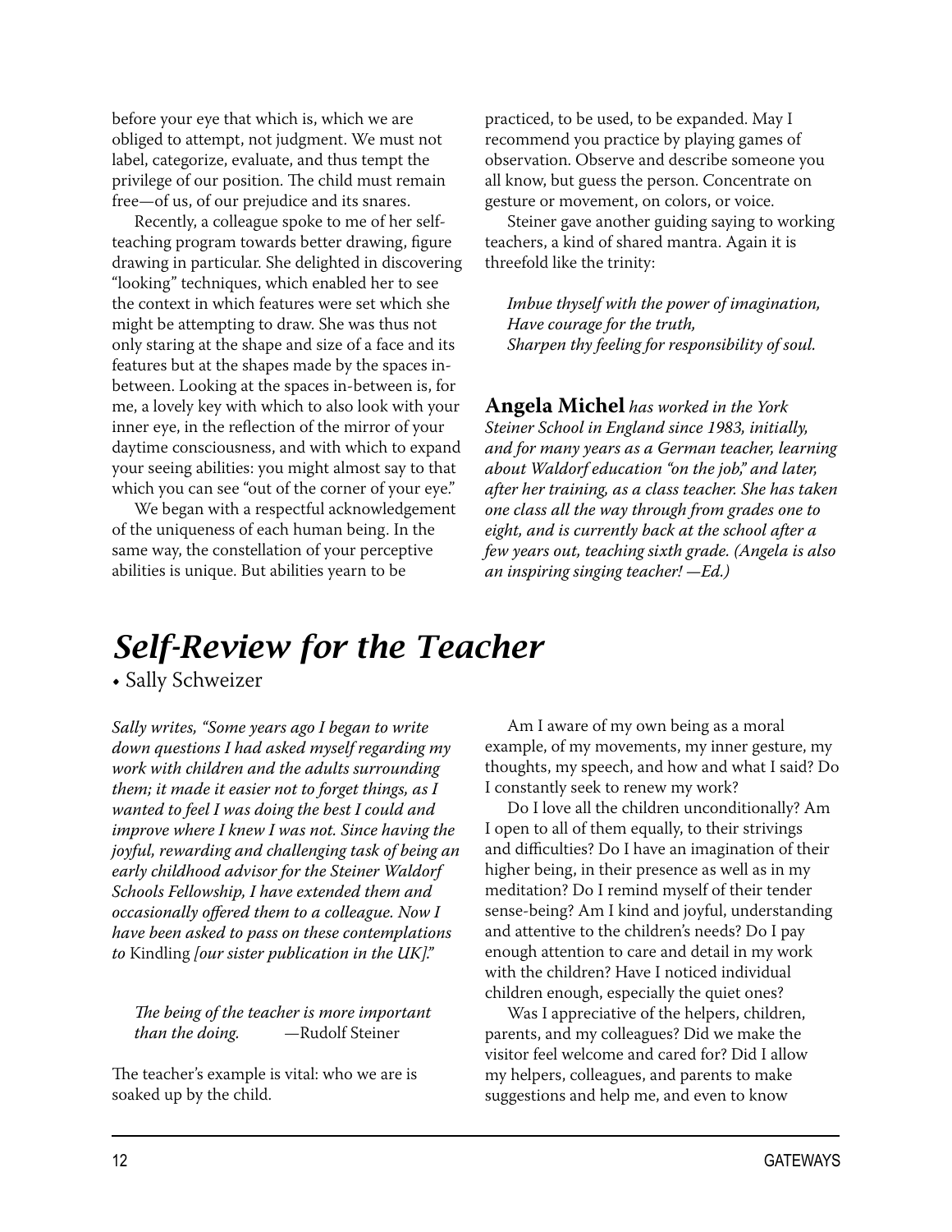before your eye that which is, which we are obliged to attempt, not judgment. We must not label, categorize, evaluate, and thus tempt the privilege of our position. The child must remain free—of us, of our prejudice and its snares.

Recently, a colleague spoke to me of her self-teaching program towards better drawing, figure drawing in particular. She delighted in discovering "looking" techniques, which enabled her to see the context in which features were set which she might be attempting to draw. She was thus not only staring at the shape and size of a face and its features but at the shapes made by the spaces in-between. Looking at the spaces in-between is, for me, a lovely key with which to also look with your inner eye, in the reflection of the mirror of your daytime consciousness, and with which to expand your seeing abilities: you might almost say to that which you can see "out of the corner of your eye."

We began with a respectful acknowledgement of the uniqueness of each human being. In the same way, the constellation of your perceptive abilities is unique. But abilities yearn to be practiced, to be used, to be expanded. May I recommend you practice by playing games of observation. Observe and describe someone you all know, but guess the person. Concentrate on gesture or movement, on colors, or voice.

Steiner gave another guiding saying to working teachers, a kind of shared mantra. Again it is threefold like the trinity:

> *Imbue thyself with the power of imagination,*
> *Have courage for the truth,*
> *Sharpen thy feeling for responsibility of soul.*

**Angela Michel** *has worked in the York Steiner School in England since 1983, initially, and for many years as a German teacher, learning about Waldorf education "on the job," and later, after her training, as a class teacher. She has taken one class all the way through from grades one to eight, and is currently back at the school after a few years out, teaching sixth grade. (Angela is also an inspiring singing teacher! —Ed.)*

# *Self-Review for the Teacher*

• Sally Schweizer

*Sally writes, "Some years ago I began to write down questions I had asked myself regarding my work with children and the adults surrounding them; it made it easier not to forget things, as I wanted to feel I was doing the best I could and improve where I knew I was not. Since having the joyful, rewarding and challenging task of being an early childhood advisor for the Steiner Waldorf Schools Fellowship, I have extended them and occasionally offered them to a colleague. Now I have been asked to pass on these contemplations to* Kindling *[our sister publication in the UK]."*

> *The being of the teacher is more important than the doing.* —Rudolf Steiner

The teacher's example is vital: who we are is soaked up by the child.

Am I aware of my own being as a moral example, of my movements, my inner gesture, my thoughts, my speech, and how and what I said? Do I constantly seek to renew my work?

Do I love all the children unconditionally? Am I open to all of them equally, to their strivings and difficulties? Do I have an imagination of their higher being, in their presence as well as in my meditation? Do I remind myself of their tender sense-being? Am I kind and joyful, understanding and attentive to the children's needs? Do I pay enough attention to care and detail in my work with the children? Have I noticed individual children enough, especially the quiet ones?

Was I appreciative of the helpers, children, parents, and my colleagues? Did we make the visitor feel welcome and cared for? Did I allow my helpers, colleagues, and parents to make suggestions and help me, and even to know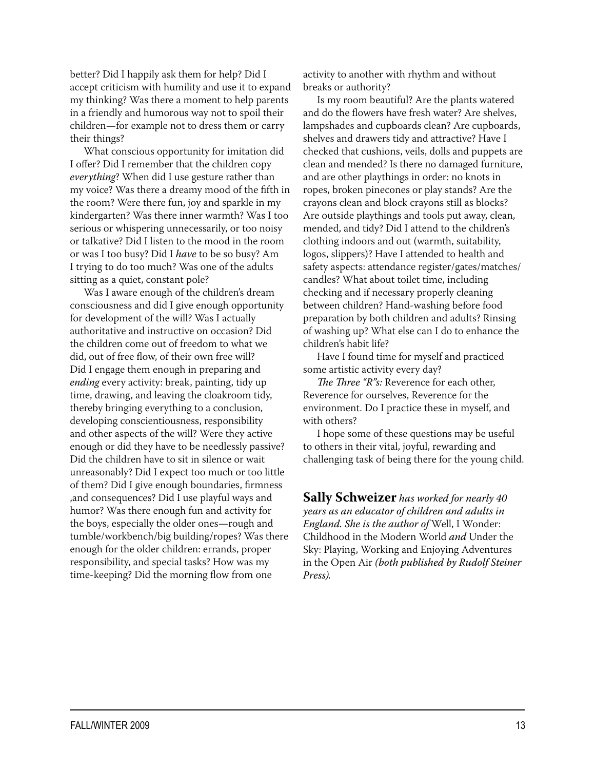better? Did I happily ask them for help? Did I accept criticism with humility and use it to expand my thinking? Was there a moment to help parents in a friendly and humorous way not to spoil their children—for example not to dress them or carry their things?

What conscious opportunity for imitation did I offer? Did I remember that the children copy *everything*? When did I use gesture rather than my voice? Was there a dreamy mood of the fifth in the room? Were there fun, joy and sparkle in my kindergarten? Was there inner warmth? Was I too serious or whispering unnecessarily, or too noisy or talkative? Did I listen to the mood in the room or was I too busy? Did I *have* to be so busy? Am I trying to do too much? Was one of the adults sitting as a quiet, constant pole?

Was I aware enough of the children's dream consciousness and did I give enough opportunity for development of the will? Was I actually authoritative and instructive on occasion? Did the children come out of freedom to what we did, out of free flow, of their own free will? Did I engage them enough in preparing and *ending* every activity: break, painting, tidy up time, drawing, and leaving the cloakroom tidy, thereby bringing everything to a conclusion, developing conscientiousness, responsibility and other aspects of the will? Were they active enough or did they have to be needlessly passive? Did the children have to sit in silence or wait unreasonably? Did I expect too much or too little of them? Did I give enough boundaries, firmness ,and consequences? Did I use playful ways and humor? Was there enough fun and activity for the boys, especially the older ones—rough and tumble/workbench/big building/ropes? Was there enough for the older children: errands, proper responsibility, and special tasks? How was my time-keeping? Did the morning flow from one activity to another with rhythm and without breaks or authority?

Is my room beautiful? Are the plants watered and do the flowers have fresh water? Are shelves, lampshades and cupboards clean? Are cupboards, shelves and drawers tidy and attractive? Have I checked that cushions, veils, dolls and puppets are clean and mended? Is there no damaged furniture, and are other playthings in order: no knots in ropes, broken pinecones or play stands? Are the crayons clean and block crayons still as blocks? Are outside playthings and tools put away, clean, mended, and tidy? Did I attend to the children's clothing indoors and out (warmth, suitability, logos, slippers)? Have I attended to health and safety aspects: attendance register/gates/matches/candles? What about toilet time, including checking and if necessary properly cleaning between children? Hand-washing before food preparation by both children and adults? Rinsing of washing up? What else can I do to enhance the children's habit life?

Have I found time for myself and practiced some artistic activity every day?

*The Three "R"s:* Reverence for each other, Reverence for ourselves, Reverence for the environment. Do I practice these in myself, and with others?

I hope some of these questions may be useful to others in their vital, joyful, rewarding and challenging task of being there for the young child.

**Sally Schweizer** *has worked for nearly 40 years as an educator of children and adults in England. She is the author of* Well, I Wonder: Childhood in the Modern World *and* Under the Sky: Playing, Working and Enjoying Adventures in the Open Air *(both published by Rudolf Steiner Press).*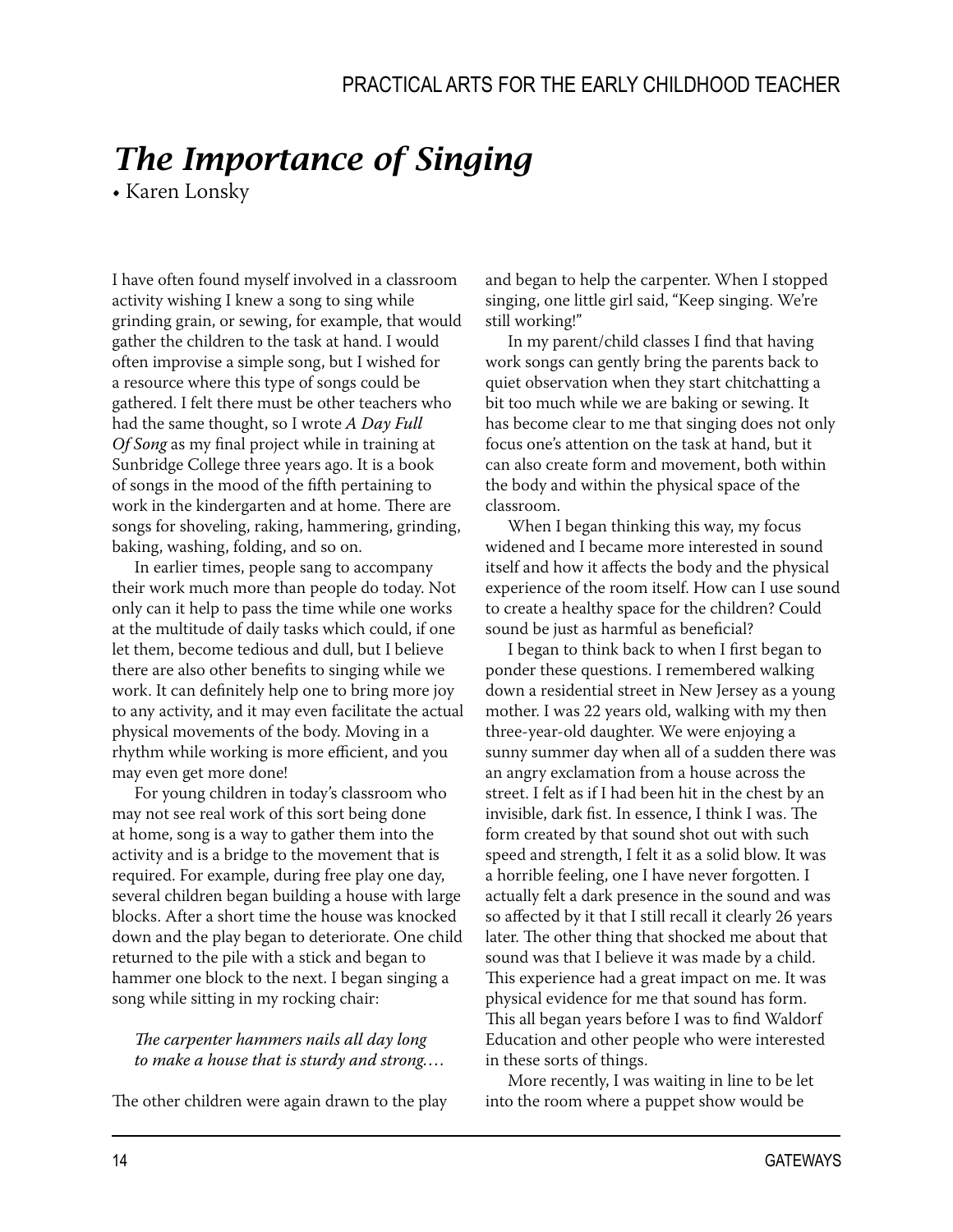# *The Importance of Singing*

• Karen Lonsky

I have often found myself involved in a classroom activity wishing I knew a song to sing while grinding grain, or sewing, for example, that would gather the children to the task at hand. I would often improvise a simple song, but I wished for a resource where this type of songs could be gathered. I felt there must be other teachers who had the same thought, so I wrote *A Day Full Of Song* as my final project while in training at Sunbridge College three years ago. It is a book of songs in the mood of the fifth pertaining to work in the kindergarten and at home. There are songs for shoveling, raking, hammering, grinding, baking, washing, folding, and so on.

In earlier times, people sang to accompany their work much more than people do today. Not only can it help to pass the time while one works at the multitude of daily tasks which could, if one let them, become tedious and dull, but I believe there are also other benefits to singing while we work. It can definitely help one to bring more joy to any activity, and it may even facilitate the actual physical movements of the body. Moving in a rhythm while working is more efficient, and you may even get more done!

For young children in today's classroom who may not see real work of this sort being done at home, song is a way to gather them into the activity and is a bridge to the movement that is required. For example, during free play one day, several children began building a house with large blocks. After a short time the house was knocked down and the play began to deteriorate. One child returned to the pile with a stick and began to hammer one block to the next. I began singing a song while sitting in my rocking chair:

*The carpenter hammers nails all day long*
*to make a house that is sturdy and strong.…*

The other children were again drawn to the play and began to help the carpenter. When I stopped singing, one little girl said, "Keep singing. We're still working!"

In my parent/child classes I find that having work songs can gently bring the parents back to quiet observation when they start chitchatting a bit too much while we are baking or sewing. It has become clear to me that singing does not only focus one's attention on the task at hand, but it can also create form and movement, both within the body and within the physical space of the classroom.

When I began thinking this way, my focus widened and I became more interested in sound itself and how it affects the body and the physical experience of the room itself. How can I use sound to create a healthy space for the children? Could sound be just as harmful as beneficial?

I began to think back to when I first began to ponder these questions. I remembered walking down a residential street in New Jersey as a young mother. I was 22 years old, walking with my then three-year-old daughter. We were enjoying a sunny summer day when all of a sudden there was an angry exclamation from a house across the street. I felt as if I had been hit in the chest by an invisible, dark fist. In essence, I think I was. The form created by that sound shot out with such speed and strength, I felt it as a solid blow. It was a horrible feeling, one I have never forgotten. I actually felt a dark presence in the sound and was so affected by it that I still recall it clearly 26 years later. The other thing that shocked me about that sound was that I believe it was made by a child. This experience had a great impact on me. It was physical evidence for me that sound has form. This all began years before I was to find Waldorf Education and other people who were interested in these sorts of things.

More recently, I was waiting in line to be let into the room where a puppet show would be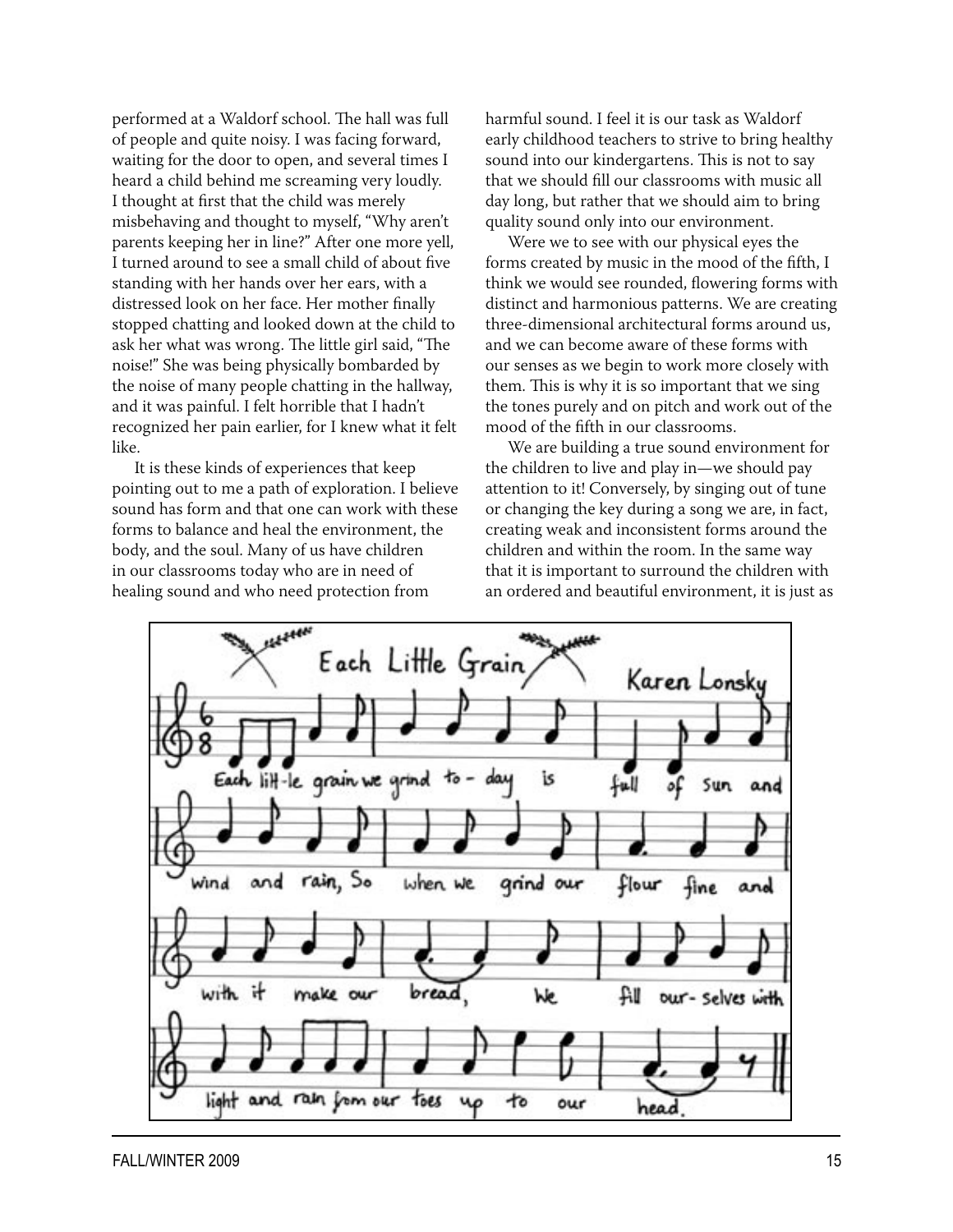performed at a Waldorf school. The hall was full of people and quite noisy. I was facing forward, waiting for the door to open, and several times I heard a child behind me screaming very loudly. I thought at first that the child was merely misbehaving and thought to myself, "Why aren't parents keeping her in line?" After one more yell, I turned around to see a small child of about five standing with her hands over her ears, with a distressed look on her face. Her mother finally stopped chatting and looked down at the child to ask her what was wrong. The little girl said, "The noise!" She was being physically bombarded by the noise of many people chatting in the hallway, and it was painful. I felt horrible that I hadn't recognized her pain earlier, for I knew what it felt like.

It is these kinds of experiences that keep pointing out to me a path of exploration. I believe sound has form and that one can work with these forms to balance and heal the environment, the body, and the soul. Many of us have children in our classrooms today who are in need of healing sound and who need protection from harmful sound. I feel it is our task as Waldorf early childhood teachers to strive to bring healthy sound into our kindergartens. This is not to say that we should fill our classrooms with music all day long, but rather that we should aim to bring quality sound only into our environment.

Were we to see with our physical eyes the forms created by music in the mood of the fifth, I think we would see rounded, flowering forms with distinct and harmonious patterns. We are creating three-dimensional architectural forms around us, and we can become aware of these forms with our senses as we begin to work more closely with them. This is why it is so important that we sing the tones purely and on pitch and work out of the mood of the fifth in our classrooms.

We are building a true sound environment for the children to live and play in—we should pay attention to it! Conversely, by singing out of tune or changing the key during a song we are, in fact, creating weak and inconsistent forms around the children and within the room. In the same way that it is important to surround the children with an ordered and beautiful environment, it is just as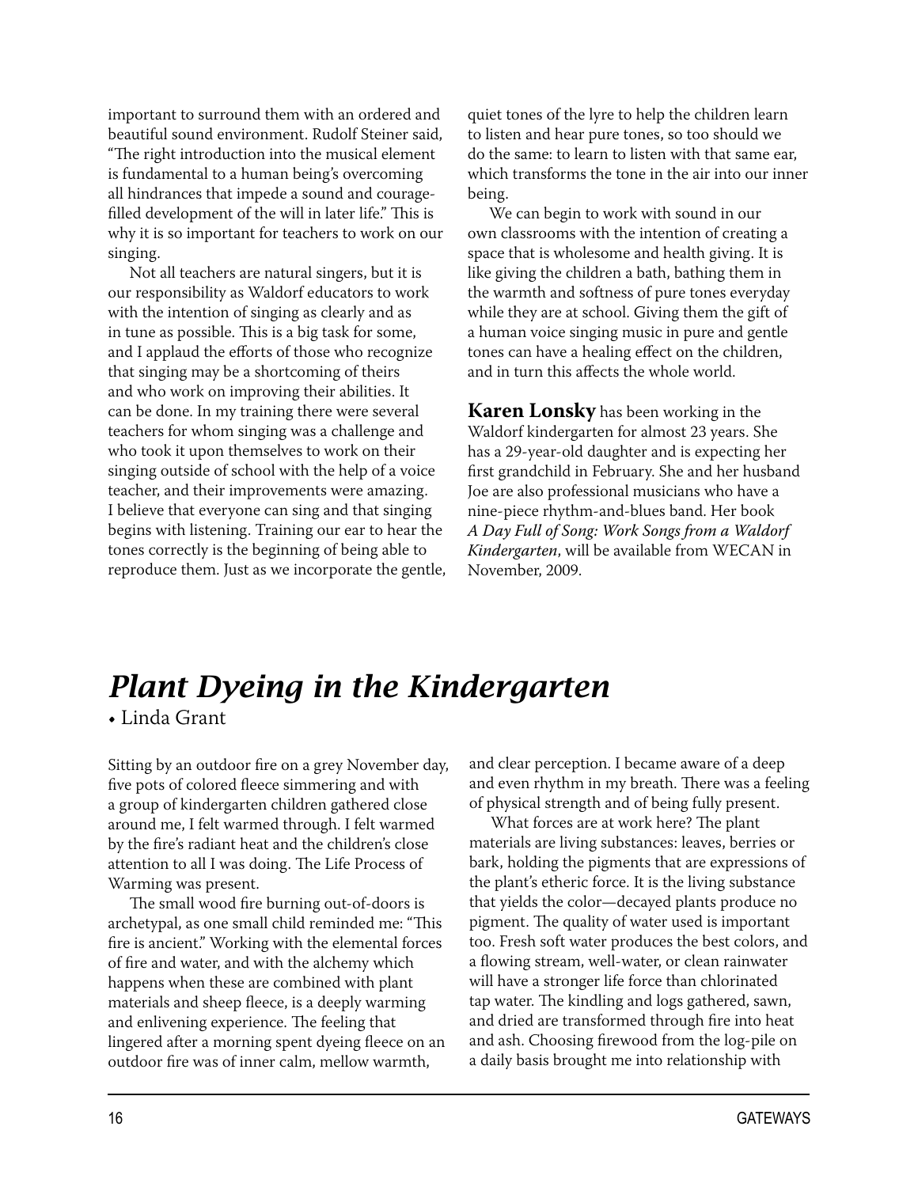important to surround them with an ordered and beautiful sound environment. Rudolf Steiner said, "The right introduction into the musical element is fundamental to a human being's overcoming all hindrances that impede a sound and courage-filled development of the will in later life." This is why it is so important for teachers to work on our singing.

Not all teachers are natural singers, but it is our responsibility as Waldorf educators to work with the intention of singing as clearly and as in tune as possible. This is a big task for some, and I applaud the efforts of those who recognize that singing may be a shortcoming of theirs and who work on improving their abilities. It can be done. In my training there were several teachers for whom singing was a challenge and who took it upon themselves to work on their singing outside of school with the help of a voice teacher, and their improvements were amazing. I believe that everyone can sing and that singing begins with listening. Training our ear to hear the tones correctly is the beginning of being able to reproduce them. Just as we incorporate the gentle, quiet tones of the lyre to help the children learn to listen and hear pure tones, so too should we do the same: to learn to listen with that same ear, which transforms the tone in the air into our inner being.

We can begin to work with sound in our own classrooms with the intention of creating a space that is wholesome and health giving. It is like giving the children a bath, bathing them in the warmth and softness of pure tones everyday while they are at school. Giving them the gift of a human voice singing music in pure and gentle tones can have a healing effect on the children, and in turn this affects the whole world.

**Karen Lonsky** has been working in the Waldorf kindergarten for almost 23 years. She has a 29-year-old daughter and is expecting her first grandchild in February. She and her husband Joe are also professional musicians who have a nine-piece rhythm-and-blues band. Her book *A Day Full of Song: Work Songs from a Waldorf Kindergarten*, will be available from WECAN in November, 2009.

# *Plant Dyeing in the Kindergarten*

• Linda Grant

Sitting by an outdoor fire on a grey November day, five pots of colored fleece simmering and with a group of kindergarten children gathered close around me, I felt warmed through. I felt warmed by the fire's radiant heat and the children's close attention to all I was doing. The Life Process of Warming was present.

The small wood fire burning out-of-doors is archetypal, as one small child reminded me: "This fire is ancient." Working with the elemental forces of fire and water, and with the alchemy which happens when these are combined with plant materials and sheep fleece, is a deeply warming and enlivening experience. The feeling that lingered after a morning spent dyeing fleece on an outdoor fire was of inner calm, mellow warmth, and clear perception. I became aware of a deep and even rhythm in my breath. There was a feeling of physical strength and of being fully present.

What forces are at work here? The plant materials are living substances: leaves, berries or bark, holding the pigments that are expressions of the plant's etheric force. It is the living substance that yields the color—decayed plants produce no pigment. The quality of water used is important too. Fresh soft water produces the best colors, and a flowing stream, well-water, or clean rainwater will have a stronger life force than chlorinated tap water. The kindling and logs gathered, sawn, and dried are transformed through fire into heat and ash. Choosing firewood from the log-pile on a daily basis brought me into relationship with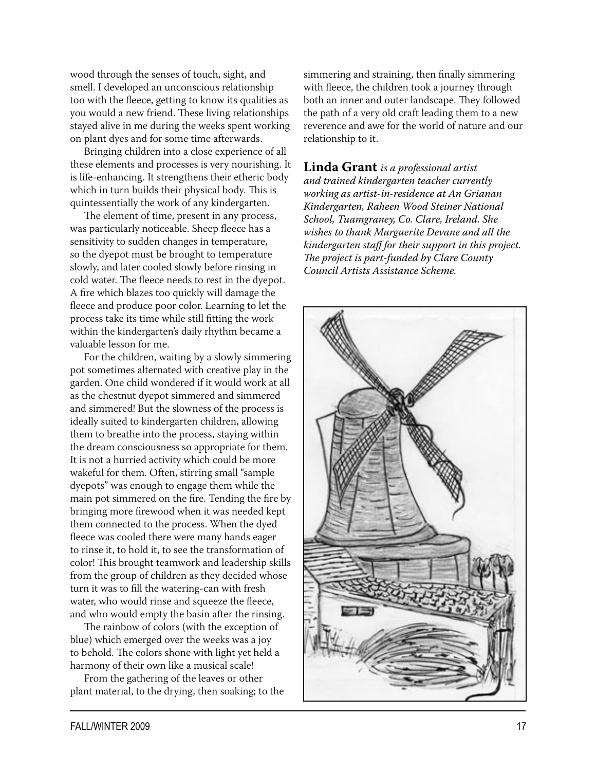wood through the senses of touch, sight, and smell. I developed an unconscious relationship too with the fleece, getting to know its qualities as you would a new friend. These living relationships stayed alive in me during the weeks spent working on plant dyes and for some time afterwards.

Bringing children into a close experience of all these elements and processes is very nourishing. It is life-enhancing. It strengthens their etheric body which in turn builds their physical body. This is quintessentially the work of any kindergarten.

The element of time, present in any process, was particularly noticeable. Sheep fleece has a sensitivity to sudden changes in temperature, so the dyepot must be brought to temperature slowly, and later cooled slowly before rinsing in cold water. The fleece needs to rest in the dyepot. A fire which blazes too quickly will damage the fleece and produce poor color. Learning to let the process take its time while still fitting the work within the kindergarten's daily rhythm became a valuable lesson for me.

For the children, waiting by a slowly simmering pot sometimes alternated with creative play in the garden. One child wondered if it would work at all as the chestnut dyepot simmered and simmered and simmered! But the slowness of the process is ideally suited to kindergarten children, allowing them to breathe into the process, staying within the dream consciousness so appropriate for them. It is not a hurried activity which could be more wakeful for them. Often, stirring small "sample dyepots" was enough to engage them while the main pot simmered on the fire. Tending the fire by bringing more firewood when it was needed kept them connected to the process. When the dyed fleece was cooled there were many hands eager to rinse it, to hold it, to see the transformation of color! This brought teamwork and leadership skills from the group of children as they decided whose turn it was to fill the watering-can with fresh water, who would rinse and squeeze the fleece, and who would empty the basin after the rinsing.

The rainbow of colors (with the exception of blue) which emerged over the weeks was a joy to behold. The colors shone with light yet held a harmony of their own like a musical scale!

From the gathering of the leaves or other plant material, to the drying, then soaking; to the simmering and straining, then finally simmering with fleece, the children took a journey through both an inner and outer landscape. They followed the path of a very old craft leading them to a new reverence and awe for the world of nature and our relationship to it.

**Linda Grant** *is a professional artist and trained kindergarten teacher currently working as artist-in-residence at An Grianan Kindergarten, Raheen Wood Steiner National School, Tuamgraney, Co. Clare, Ireland. She wishes to thank Marguerite Devane and all the kindergarten staff for their support in this project. The project is part-funded by Clare County Council Artists Assistance Scheme.*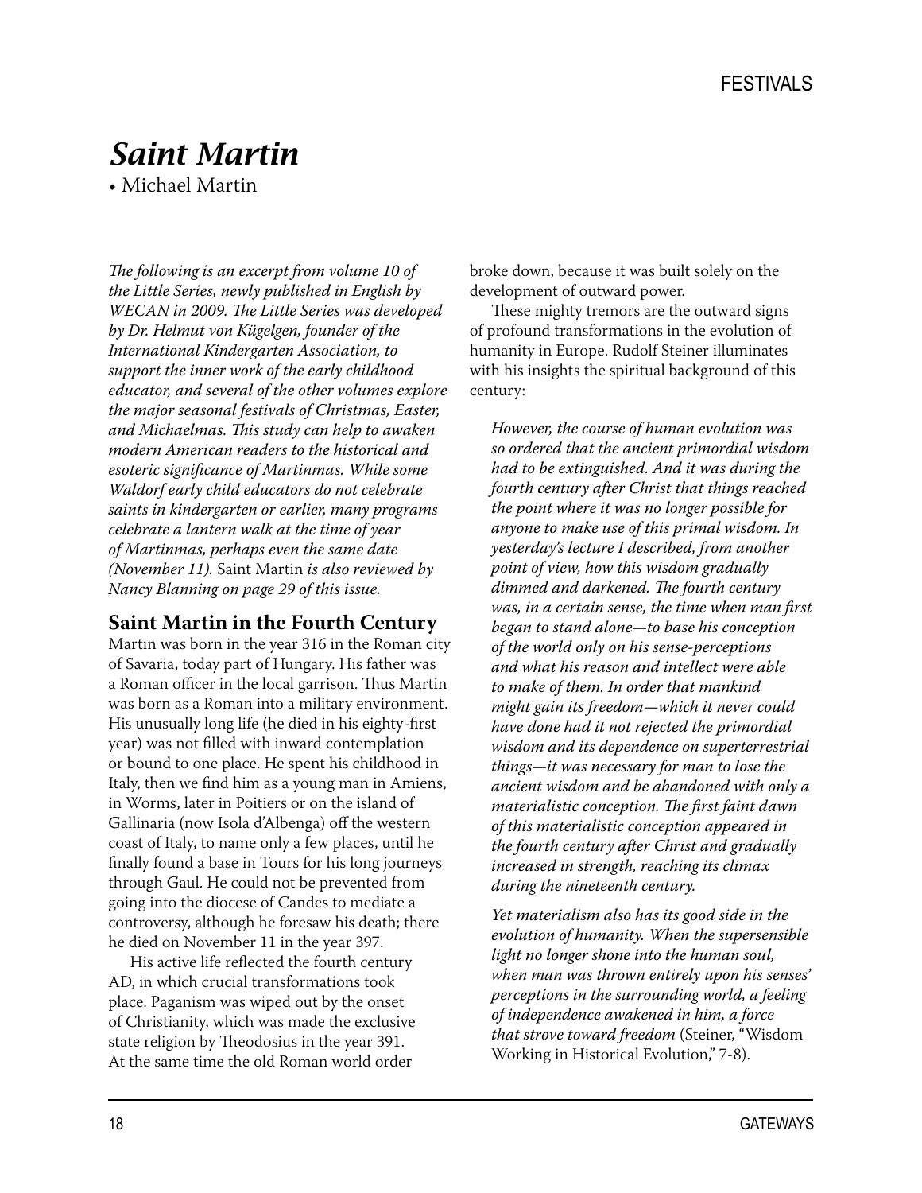# *Saint Martin*

• Michael Martin

*The following is an excerpt from volume 10 of the Little Series, newly published in English by WECAN in 2009. The Little Series was developed by Dr. Helmut von Kügelgen, founder of the International Kindergarten Association, to support the inner work of the early childhood educator, and several of the other volumes explore the major seasonal festivals of Christmas, Easter, and Michaelmas. This study can help to awaken modern American readers to the historical and esoteric significance of Martinmas. While some Waldorf early child educators do not celebrate saints in kindergarten or earlier, many programs celebrate a lantern walk at the time of year of Martinmas, perhaps even the same date (November 11).* Saint Martin *is also reviewed by Nancy Blanning on page 29 of this issue.*

## Saint Martin in the Fourth Century

Martin was born in the year 316 in the Roman city of Savaria, today part of Hungary. His father was a Roman officer in the local garrison. Thus Martin was born as a Roman into a military environment. His unusually long life (he died in his eighty-first year) was not filled with inward contemplation or bound to one place. He spent his childhood in Italy, then we find him as a young man in Amiens, in Worms, later in Poitiers or on the island of Gallinaria (now Isola d'Albenga) off the western coast of Italy, to name only a few places, until he finally found a base in Tours for his long journeys through Gaul. He could not be prevented from going into the diocese of Candes to mediate a controversy, although he foresaw his death; there he died on November 11 in the year 397.

His active life reflected the fourth century AD, in which crucial transformations took place. Paganism was wiped out by the onset of Christianity, which was made the exclusive state religion by Theodosius in the year 391. At the same time the old Roman world order broke down, because it was built solely on the development of outward power.

These mighty tremors are the outward signs of profound transformations in the evolution of humanity in Europe. Rudolf Steiner illuminates with his insights the spiritual background of this century:

> *However, the course of human evolution was so ordered that the ancient primordial wisdom had to be extinguished. And it was during the fourth century after Christ that things reached the point where it was no longer possible for anyone to make use of this primal wisdom. In yesterday's lecture I described, from another point of view, how this wisdom gradually dimmed and darkened. The fourth century was, in a certain sense, the time when man first began to stand alone—to base his conception of the world only on his sense-perceptions and what his reason and intellect were able to make of them. In order that mankind might gain its freedom—which it never could have done had it not rejected the primordial wisdom and its dependence on superterrestrial things—it was necessary for man to lose the ancient wisdom and be abandoned with only a materialistic conception. The first faint dawn of this materialistic conception appeared in the fourth century after Christ and gradually increased in strength, reaching its climax during the nineteenth century.*
>
> *Yet materialism also has its good side in the evolution of humanity. When the supersensible light no longer shone into the human soul, when man was thrown entirely upon his senses' perceptions in the surrounding world, a feeling of independence awakened in him, a force that strove toward freedom* (Steiner, "Wisdom Working in Historical Evolution," 7-8).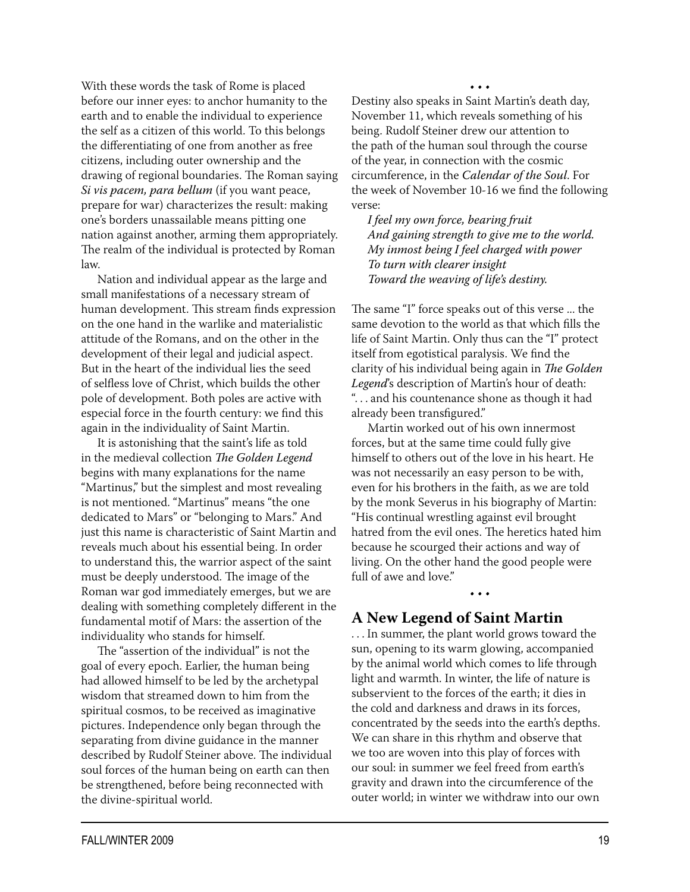With these words the task of Rome is placed before our inner eyes: to anchor humanity to the earth and to enable the individual to experience the self as a citizen of this world. To this belongs the differentiating of one from another as free citizens, including outer ownership and the drawing of regional boundaries. The Roman saying *Si vis pacem, para bellum* (if you want peace, prepare for war) characterizes the result: making one's borders unassailable means pitting one nation against another, arming them appropriately. The realm of the individual is protected by Roman law.

Nation and individual appear as the large and small manifestations of a necessary stream of human development. This stream finds expression on the one hand in the warlike and materialistic attitude of the Romans, and on the other in the development of their legal and judicial aspect. But in the heart of the individual lies the seed of selfless love of Christ, which builds the other pole of development. Both poles are active with especial force in the fourth century: we find this again in the individuality of Saint Martin.

It is astonishing that the saint's life as told in the medieval collection *The Golden Legend* begins with many explanations for the name "Martinus," but the simplest and most revealing is not mentioned. "Martinus" means "the one dedicated to Mars" or "belonging to Mars." And just this name is characteristic of Saint Martin and reveals much about his essential being. In order to understand this, the warrior aspect of the saint must be deeply understood. The image of the Roman war god immediately emerges, but we are dealing with something completely different in the fundamental motif of Mars: the assertion of the individuality who stands for himself.

The "assertion of the individual" is not the goal of every epoch. Earlier, the human being had allowed himself to be led by the archetypal wisdom that streamed down to him from the spiritual cosmos, to be received as imaginative pictures. Independence only began through the separating from divine guidance in the manner described by Rudolf Steiner above. The individual soul forces of the human being on earth can then be strengthened, before being reconnected with the divine-spiritual world.

• • •

Destiny also speaks in Saint Martin's death day, November 11, which reveals something of his being. Rudolf Steiner drew our attention to the path of the human soul through the course of the year, in connection with the cosmic circumference, in the *Calendar of the Soul*. For the week of November 10-16 we find the following verse:

*I feel my own force, bearing fruit*
*And gaining strength to give me to the world.*
*My inmost being I feel charged with power*
*To turn with clearer insight*
*Toward the weaving of life's destiny.*

The same "I" force speaks out of this verse ... the same devotion to the world as that which fills the life of Saint Martin. Only thus can the "I" protect itself from egotistical paralysis. We find the clarity of his individual being again in *The Golden Legend*'s description of Martin's hour of death: ". . . and his countenance shone as though it had already been transfigured."

Martin worked out of his own innermost forces, but at the same time could fully give himself to others out of the love in his heart. He was not necessarily an easy person to be with, even for his brothers in the faith, as we are told by the monk Severus in his biography of Martin: "His continual wrestling against evil brought hatred from the evil ones. The heretics hated him because he scourged their actions and way of living. On the other hand the good people were full of awe and love."

• • •

## A New Legend of Saint Martin

. . . In summer, the plant world grows toward the sun, opening to its warm glowing, accompanied by the animal world which comes to life through light and warmth. In winter, the life of nature is subservient to the forces of the earth; it dies in the cold and darkness and draws in its forces, concentrated by the seeds into the earth's depths. We can share in this rhythm and observe that we too are woven into this play of forces with our soul: in summer we feel freed from earth's gravity and drawn into the circumference of the outer world; in winter we withdraw into our own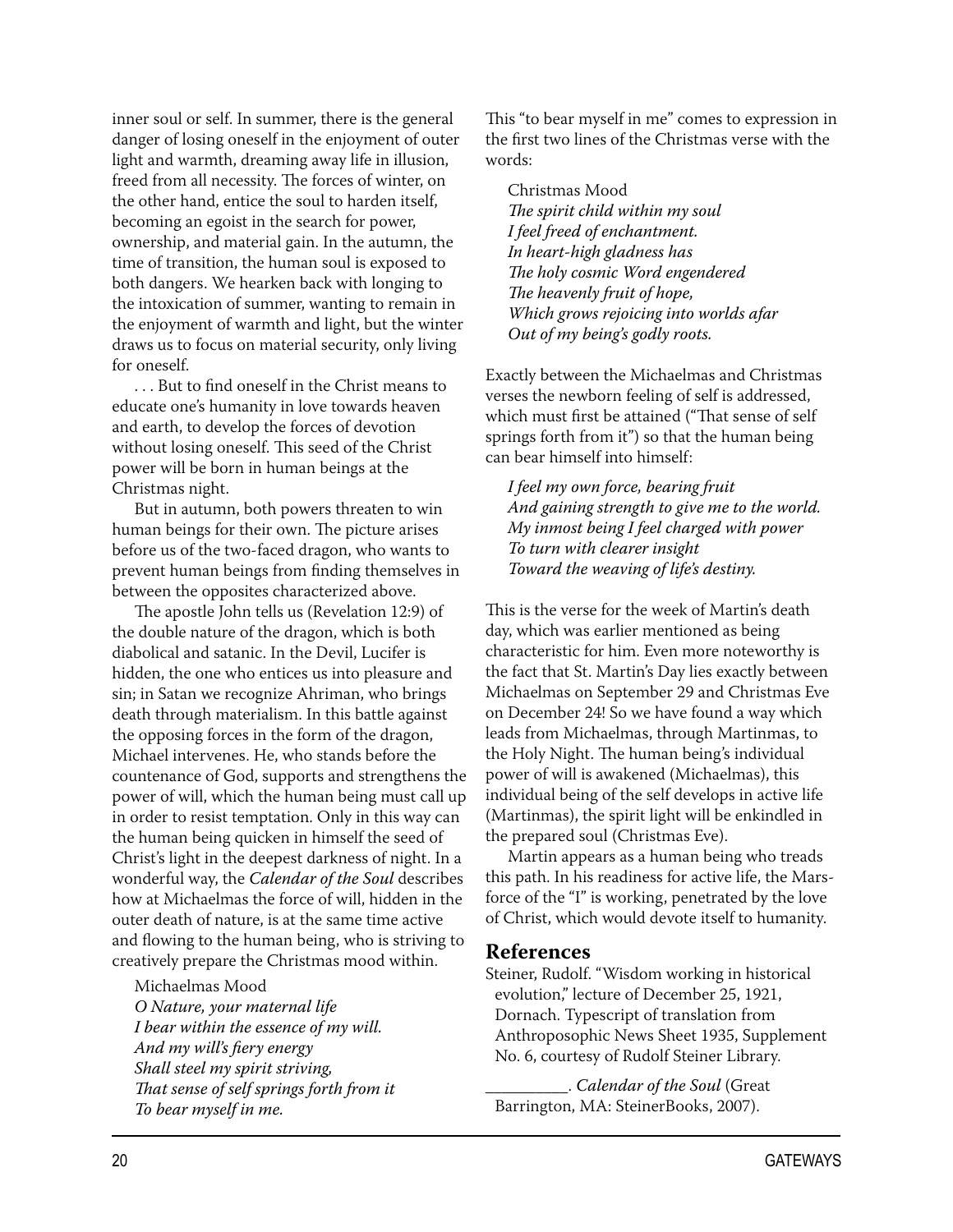inner soul or self. In summer, there is the general danger of losing oneself in the enjoyment of outer light and warmth, dreaming away life in illusion, freed from all necessity. The forces of winter, on the other hand, entice the soul to harden itself, becoming an egoist in the search for power, ownership, and material gain. In the autumn, the time of transition, the human soul is exposed to both dangers. We hearken back with longing to the intoxication of summer, wanting to remain in the enjoyment of warmth and light, but the winter draws us to focus on material security, only living for oneself.

. . . But to find oneself in the Christ means to educate one's humanity in love towards heaven and earth, to develop the forces of devotion without losing oneself. This seed of the Christ power will be born in human beings at the Christmas night.

But in autumn, both powers threaten to win human beings for their own. The picture arises before us of the two-faced dragon, who wants to prevent human beings from finding themselves in between the opposites characterized above.

The apostle John tells us (Revelation 12:9) of the double nature of the dragon, which is both diabolical and satanic. In the Devil, Lucifer is hidden, the one who entices us into pleasure and sin; in Satan we recognize Ahriman, who brings death through materialism. In this battle against the opposing forces in the form of the dragon, Michael intervenes. He, who stands before the countenance of God, supports and strengthens the power of will, which the human being must call up in order to resist temptation. Only in this way can the human being quicken in himself the seed of Christ's light in the deepest darkness of night. In a wonderful way, the *Calendar of the Soul* describes how at Michaelmas the force of will, hidden in the outer death of nature, is at the same time active and flowing to the human being, who is striving to creatively prepare the Christmas mood within.

> Michaelmas Mood
> *O Nature, your maternal life*
> *I bear within the essence of my will.*
> *And my will's fiery energy*
> *Shall steel my spirit striving,*
> *That sense of self springs forth from it*
> *To bear myself in me.*

This "to bear myself in me" comes to expression in the first two lines of the Christmas verse with the words:

> Christmas Mood
> *The spirit child within my soul*
> *I feel freed of enchantment.*
> *In heart-high gladness has*
> *The holy cosmic Word engendered*
> *The heavenly fruit of hope,*
> *Which grows rejoicing into worlds afar*
> *Out of my being's godly roots.*

Exactly between the Michaelmas and Christmas verses the newborn feeling of self is addressed, which must first be attained ("That sense of self springs forth from it") so that the human being can bear himself into himself:

> *I feel my own force, bearing fruit*
> *And gaining strength to give me to the world.*
> *My inmost being I feel charged with power*
> *To turn with clearer insight*
> *Toward the weaving of life's destiny.*

This is the verse for the week of Martin's death day, which was earlier mentioned as being characteristic for him. Even more noteworthy is the fact that St. Martin's Day lies exactly between Michaelmas on September 29 and Christmas Eve on December 24! So we have found a way which leads from Michaelmas, through Martinmas, to the Holy Night. The human being's individual power of will is awakened (Michaelmas), this individual being of the self develops in active life (Martinmas), the spirit light will be enkindled in the prepared soul (Christmas Eve).

Martin appears as a human being who treads this path. In his readiness for active life, the Mars-force of the "I" is working, penetrated by the love of Christ, which would devote itself to humanity.

## References

Steiner, Rudolf. "Wisdom working in historical evolution," lecture of December 25, 1921, Dornach. Typescript of translation from Anthroposophic News Sheet 1935, Supplement No. 6, courtesy of Rudolf Steiner Library.

__________. *Calendar of the Soul* (Great Barrington, MA: SteinerBooks, 2007).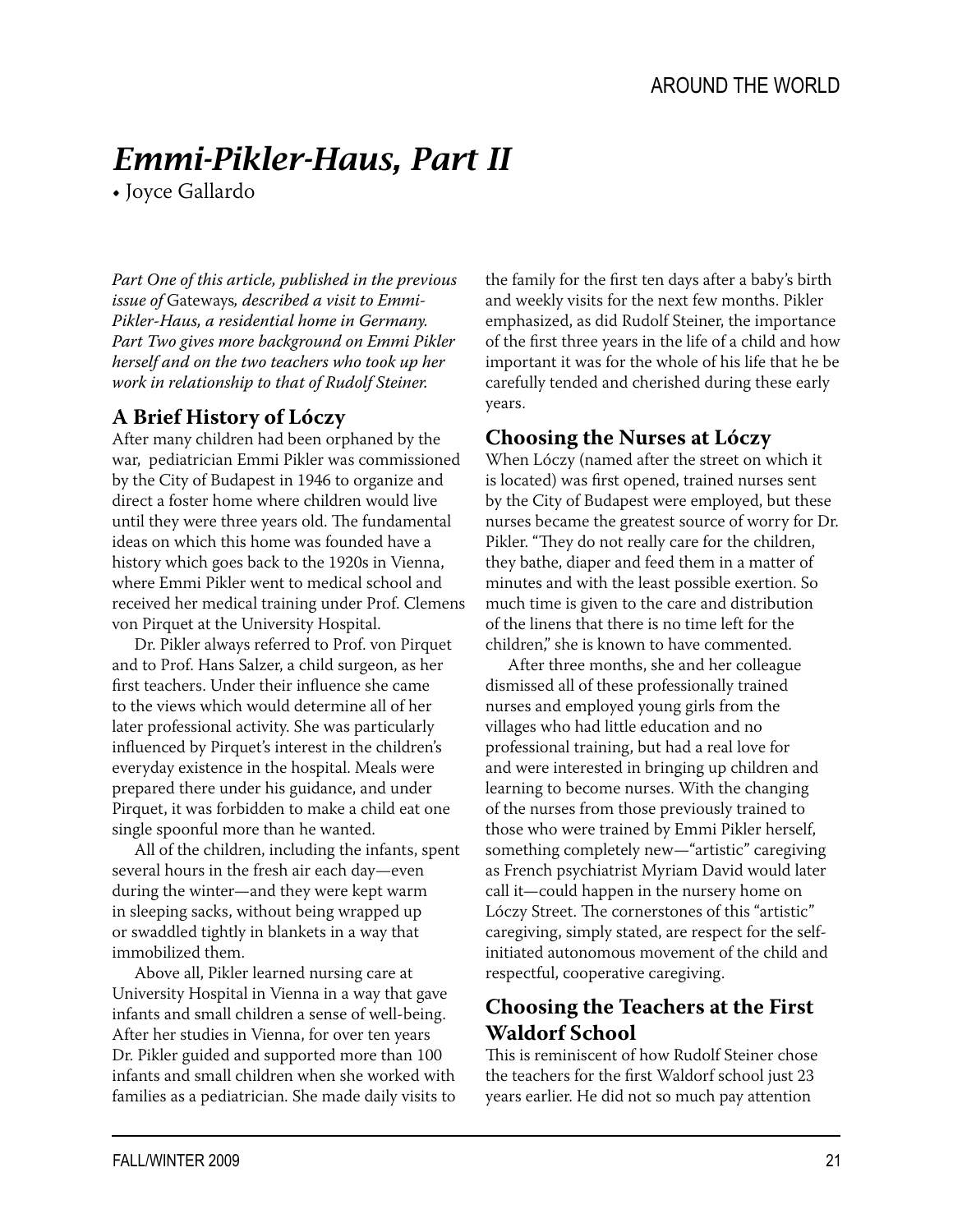# *Emmi-Pikler-Haus, Part II*

• Joyce Gallardo

*Part One of this article, published in the previous issue of* Gateways*, described a visit to Emmi-Pikler-Haus, a residential home in Germany. Part Two gives more background on Emmi Pikler herself and on the two teachers who took up her work in relationship to that of Rudolf Steiner.*

## A Brief History of Lóczy

After many children had been orphaned by the war, pediatrician Emmi Pikler was commissioned by the City of Budapest in 1946 to organize and direct a foster home where children would live until they were three years old. The fundamental ideas on which this home was founded have a history which goes back to the 1920s in Vienna, where Emmi Pikler went to medical school and received her medical training under Prof. Clemens von Pirquet at the University Hospital.

Dr. Pikler always referred to Prof. von Pirquet and to Prof. Hans Salzer, a child surgeon, as her first teachers. Under their influence she came to the views which would determine all of her later professional activity. She was particularly influenced by Pirquet's interest in the children's everyday existence in the hospital. Meals were prepared there under his guidance, and under Pirquet, it was forbidden to make a child eat one single spoonful more than he wanted.

All of the children, including the infants, spent several hours in the fresh air each day—even during the winter—and they were kept warm in sleeping sacks, without being wrapped up or swaddled tightly in blankets in a way that immobilized them.

Above all, Pikler learned nursing care at University Hospital in Vienna in a way that gave infants and small children a sense of well-being. After her studies in Vienna, for over ten years Dr. Pikler guided and supported more than 100 infants and small children when she worked with families as a pediatrician. She made daily visits to the family for the first ten days after a baby's birth and weekly visits for the next few months. Pikler emphasized, as did Rudolf Steiner, the importance of the first three years in the life of a child and how important it was for the whole of his life that he be carefully tended and cherished during these early years.

## Choosing the Nurses at Lóczy

When Lóczy (named after the street on which it is located) was first opened, trained nurses sent by the City of Budapest were employed, but these nurses became the greatest source of worry for Dr. Pikler. "They do not really care for the children, they bathe, diaper and feed them in a matter of minutes and with the least possible exertion. So much time is given to the care and distribution of the linens that there is no time left for the children," she is known to have commented.

After three months, she and her colleague dismissed all of these professionally trained nurses and employed young girls from the villages who had little education and no professional training, but had a real love for and were interested in bringing up children and learning to become nurses. With the changing of the nurses from those previously trained to those who were trained by Emmi Pikler herself, something completely new—"artistic" caregiving as French psychiatrist Myriam David would later call it—could happen in the nursery home on Lóczy Street. The cornerstones of this "artistic" caregiving, simply stated, are respect for the self-initiated autonomous movement of the child and respectful, cooperative caregiving.

## Choosing the Teachers at the First Waldorf School

This is reminiscent of how Rudolf Steiner chose the teachers for the first Waldorf school just 23 years earlier. He did not so much pay attention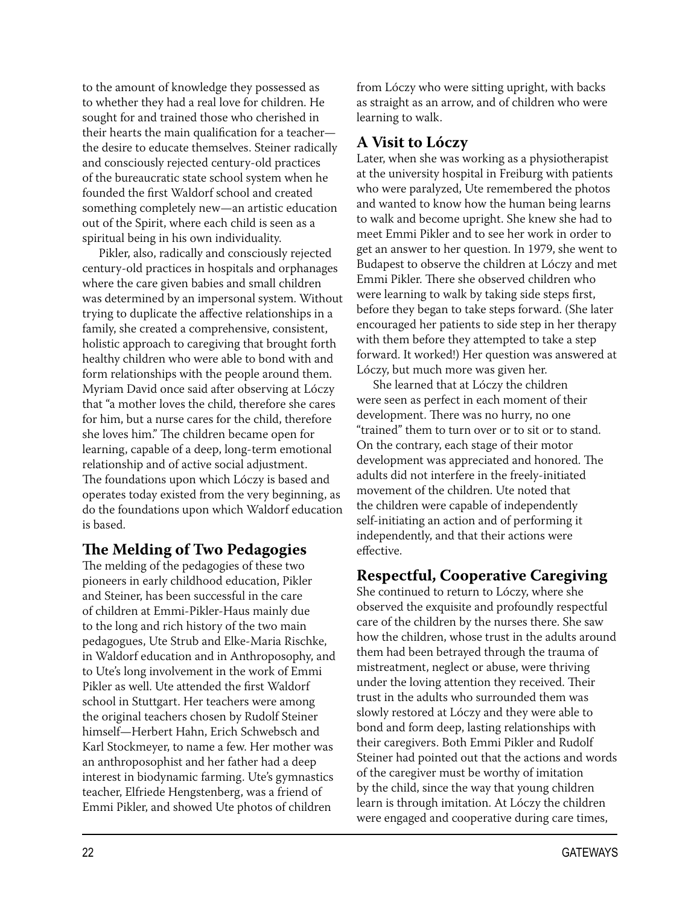to the amount of knowledge they possessed as to whether they had a real love for children. He sought for and trained those who cherished in their hearts the main qualification for a teacher—the desire to educate themselves. Steiner radically and consciously rejected century-old practices of the bureaucratic state school system when he founded the first Waldorf school and created something completely new—an artistic education out of the Spirit, where each child is seen as a spiritual being in his own individuality.

Pikler, also, radically and consciously rejected century-old practices in hospitals and orphanages where the care given babies and small children was determined by an impersonal system. Without trying to duplicate the affective relationships in a family, she created a comprehensive, consistent, holistic approach to caregiving that brought forth healthy children who were able to bond with and form relationships with the people around them. Myriam David once said after observing at Lóczy that "a mother loves the child, therefore she cares for him, but a nurse cares for the child, therefore she loves him." The children became open for learning, capable of a deep, long-term emotional relationship and of active social adjustment. The foundations upon which Lóczy is based and operates today existed from the very beginning, as do the foundations upon which Waldorf education is based.

## The Melding of Two Pedagogies

The melding of the pedagogies of these two pioneers in early childhood education, Pikler and Steiner, has been successful in the care of children at Emmi-Pikler-Haus mainly due to the long and rich history of the two main pedagogues, Ute Strub and Elke-Maria Rischke, in Waldorf education and in Anthroposophy, and to Ute's long involvement in the work of Emmi Pikler as well. Ute attended the first Waldorf school in Stuttgart. Her teachers were among the original teachers chosen by Rudolf Steiner himself—Herbert Hahn, Erich Schwebsch and Karl Stockmeyer, to name a few. Her mother was an anthroposophist and her father had a deep interest in biodynamic farming. Ute's gymnastics teacher, Elfriede Hengstenberg, was a friend of Emmi Pikler, and showed Ute photos of children from Lóczy who were sitting upright, with backs as straight as an arrow, and of children who were learning to walk.

## A Visit to Lóczy

Later, when she was working as a physiotherapist at the university hospital in Freiburg with patients who were paralyzed, Ute remembered the photos and wanted to know how the human being learns to walk and become upright. She knew she had to meet Emmi Pikler and to see her work in order to get an answer to her question. In 1979, she went to Budapest to observe the children at Lóczy and met Emmi Pikler. There she observed children who were learning to walk by taking side steps first, before they began to take steps forward. (She later encouraged her patients to side step in her therapy with them before they attempted to take a step forward. It worked!) Her question was answered at Lóczy, but much more was given her.

She learned that at Lóczy the children were seen as perfect in each moment of their development. There was no hurry, no one "trained" them to turn over or to sit or to stand. On the contrary, each stage of their motor development was appreciated and honored. The adults did not interfere in the freely-initiated movement of the children. Ute noted that the children were capable of independently self-initiating an action and of performing it independently, and that their actions were effective.

## Respectful, Cooperative Caregiving

She continued to return to Lóczy, where she observed the exquisite and profoundly respectful care of the children by the nurses there. She saw how the children, whose trust in the adults around them had been betrayed through the trauma of mistreatment, neglect or abuse, were thriving under the loving attention they received. Their trust in the adults who surrounded them was slowly restored at Lóczy and they were able to bond and form deep, lasting relationships with their caregivers. Both Emmi Pikler and Rudolf Steiner had pointed out that the actions and words of the caregiver must be worthy of imitation by the child, since the way that young children learn is through imitation. At Lóczy the children were engaged and cooperative during care times,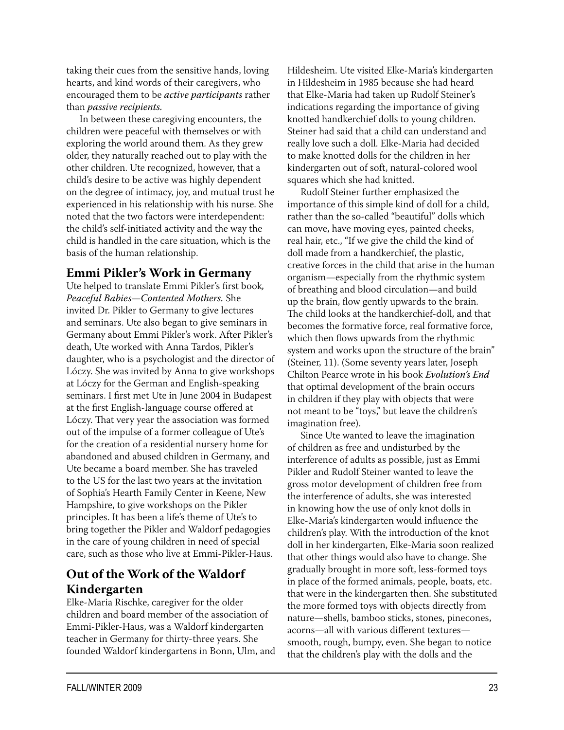taking their cues from the sensitive hands, loving hearts, and kind words of their caregivers, who encouraged them to be *active participants* rather than *passive recipients.*

In between these caregiving encounters, the children were peaceful with themselves or with exploring the world around them. As they grew older, they naturally reached out to play with the other children. Ute recognized, however, that a child's desire to be active was highly dependent on the degree of intimacy, joy, and mutual trust he experienced in his relationship with his nurse. She noted that the two factors were interdependent: the child's self-initiated activity and the way the child is handled in the care situation, which is the basis of the human relationship.

## Emmi Pikler's Work in Germany

Ute helped to translate Emmi Pikler's first book, *Peaceful Babies—Contented Mothers.* She invited Dr. Pikler to Germany to give lectures and seminars. Ute also began to give seminars in Germany about Emmi Pikler's work. After Pikler's death, Ute worked with Anna Tardos, Pikler's daughter, who is a psychologist and the director of Lóczy. She was invited by Anna to give workshops at Lóczy for the German and English-speaking seminars. I first met Ute in June 2004 in Budapest at the first English-language course offered at Lóczy. That very year the association was formed out of the impulse of a former colleague of Ute's for the creation of a residential nursery home for abandoned and abused children in Germany, and Ute became a board member. She has traveled to the US for the last two years at the invitation of Sophia's Hearth Family Center in Keene, New Hampshire, to give workshops on the Pikler principles. It has been a life's theme of Ute's to bring together the Pikler and Waldorf pedagogies in the care of young children in need of special care, such as those who live at Emmi-Pikler-Haus.

## Out of the Work of the Waldorf Kindergarten

Elke-Maria Rischke, caregiver for the older children and board member of the association of Emmi-Pikler-Haus, was a Waldorf kindergarten teacher in Germany for thirty-three years. She founded Waldorf kindergartens in Bonn, Ulm, and Hildesheim. Ute visited Elke-Maria's kindergarten in Hildesheim in 1985 because she had heard that Elke-Maria had taken up Rudolf Steiner's indications regarding the importance of giving knotted handkerchief dolls to young children. Steiner had said that a child can understand and really love such a doll. Elke-Maria had decided to make knotted dolls for the children in her kindergarten out of soft, natural-colored wool squares which she had knitted.

Rudolf Steiner further emphasized the importance of this simple kind of doll for a child, rather than the so-called "beautiful" dolls which can move, have moving eyes, painted cheeks, real hair, etc., "If we give the child the kind of doll made from a handkerchief, the plastic, creative forces in the child that arise in the human organism—especially from the rhythmic system of breathing and blood circulation—and build up the brain, flow gently upwards to the brain. The child looks at the handkerchief-doll, and that becomes the formative force, real formative force, which then flows upwards from the rhythmic system and works upon the structure of the brain" (Steiner, 11). (Some seventy years later, Joseph Chilton Pearce wrote in his book *Evolution's End* that optimal development of the brain occurs in children if they play with objects that were not meant to be "toys," but leave the children's imagination free).

Since Ute wanted to leave the imagination of children as free and undisturbed by the interference of adults as possible, just as Emmi Pikler and Rudolf Steiner wanted to leave the gross motor development of children free from the interference of adults, she was interested in knowing how the use of only knot dolls in Elke-Maria's kindergarten would influence the children's play. With the introduction of the knot doll in her kindergarten, Elke-Maria soon realized that other things would also have to change. She gradually brought in more soft, less-formed toys in place of the formed animals, people, boats, etc. that were in the kindergarten then. She substituted the more formed toys with objects directly from nature—shells, bamboo sticks, stones, pinecones, acorns—all with various different textures—smooth, rough, bumpy, even. She began to notice that the children's play with the dolls and the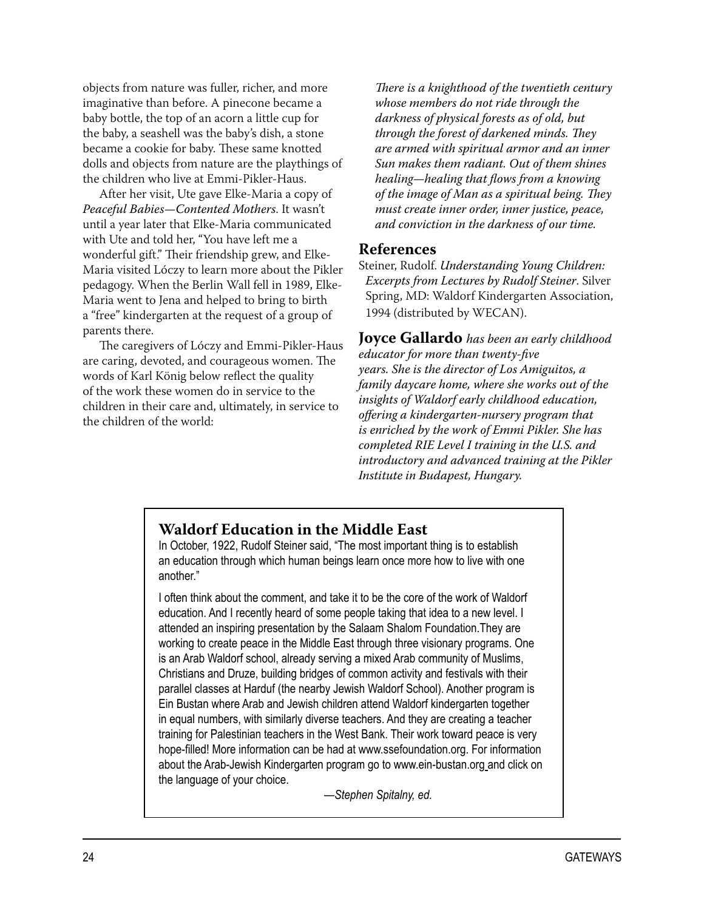objects from nature was fuller, richer, and more imaginative than before. A pinecone became a baby bottle, the top of an acorn a little cup for the baby, a seashell was the baby's dish, a stone became a cookie for baby. These same knotted dolls and objects from nature are the playthings of the children who live at Emmi-Pikler-Haus.

After her visit, Ute gave Elke-Maria a copy of *Peaceful Babies—Contented Mothers*. It wasn't until a year later that Elke-Maria communicated with Ute and told her, "You have left me a wonderful gift." Their friendship grew, and Elke-Maria visited Lóczy to learn more about the Pikler pedagogy. When the Berlin Wall fell in 1989, Elke-Maria went to Jena and helped to bring to birth a "free" kindergarten at the request of a group of parents there.

The caregivers of Lóczy and Emmi-Pikler-Haus are caring, devoted, and courageous women. The words of Karl König below reflect the quality of the work these women do in service to the children in their care and, ultimately, in service to the children of the world:

> *There is a knighthood of the twentieth century whose members do not ride through the darkness of physical forests as of old, but through the forest of darkened minds. They are armed with spiritual armor and an inner Sun makes them radiant. Out of them shines healing—healing that flows from a knowing of the image of Man as a spiritual being. They must create inner order, inner justice, peace, and conviction in the darkness of our time.*

## References

Steiner, Rudolf. *Understanding Young Children: Excerpts from Lectures by Rudolf Steiner*. Silver Spring, MD: Waldorf Kindergarten Association, 1994 (distributed by WECAN).

**Joyce Gallardo** *has been an early childhood educator for more than twenty-five years. She is the director of Los Amiguitos, a family daycare home, where she works out of the insights of Waldorf early childhood education, offering a kindergarten-nursery program that is enriched by the work of Emmi Pikler. She has completed RIE Level I training in the U.S. and introductory and advanced training at the Pikler Institute in Budapest, Hungary.*

## Waldorf Education in the Middle East

In October, 1922, Rudolf Steiner said, "The most important thing is to establish an education through which human beings learn once more how to live with one another."

I often think about the comment, and take it to be the core of the work of Waldorf education. And I recently heard of some people taking that idea to a new level. I attended an inspiring presentation by the Salaam Shalom Foundation.They are working to create peace in the Middle East through three visionary programs. One is an Arab Waldorf school, already serving a mixed Arab community of Muslims, Christians and Druze, building bridges of common activity and festivals with their parallel classes at Harduf (the nearby Jewish Waldorf School). Another program is Ein Bustan where Arab and Jewish children attend Waldorf kindergarten together in equal numbers, with similarly diverse teachers. And they are creating a teacher training for Palestinian teachers in the West Bank. Their work toward peace is very hope-filled! More information can be had at www.ssefoundation.org. For information about the Arab-Jewish Kindergarten program go to www.ein-bustan.org and click on the language of your choice.

*—Stephen Spitalny, ed.*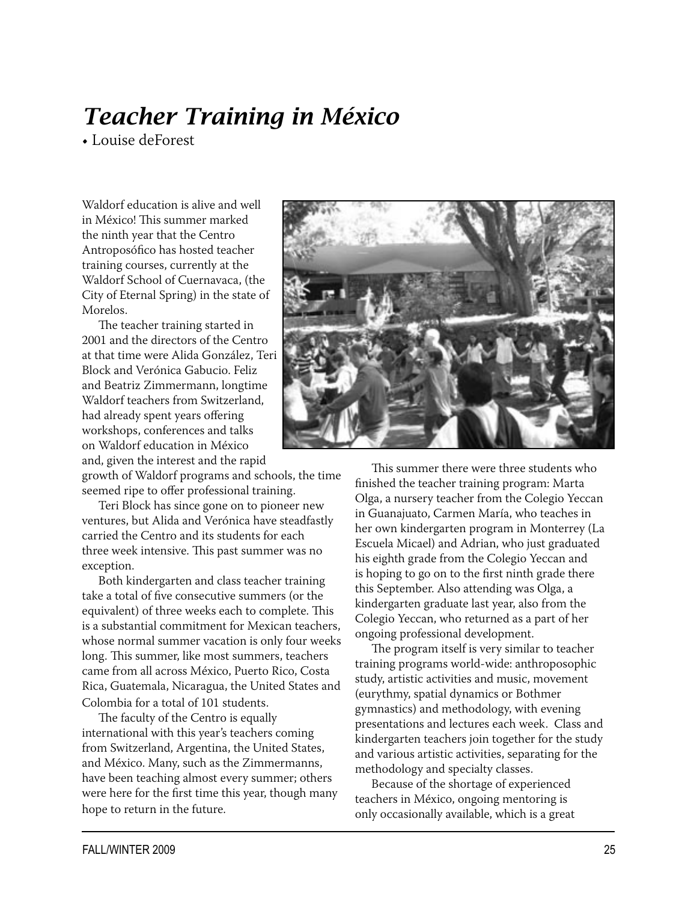# *Teacher Training in México*

• Louise deForest

Waldorf education is alive and well in México! This summer marked the ninth year that the Centro Antroposófico has hosted teacher training courses, currently at the Waldorf School of Cuernavaca, (the City of Eternal Spring) in the state of Morelos.

The teacher training started in 2001 and the directors of the Centro at that time were Alida González, Teri Block and Verónica Gabucio. Feliz and Beatriz Zimmermann, longtime Waldorf teachers from Switzerland, had already spent years offering workshops, conferences and talks on Waldorf education in México and, given the interest and the rapid growth of Waldorf programs and schools, the time seemed ripe to offer professional training.

Teri Block has since gone on to pioneer new ventures, but Alida and Verónica have steadfastly carried the Centro and its students for each three week intensive. This past summer was no exception.

Both kindergarten and class teacher training take a total of five consecutive summers (or the equivalent) of three weeks each to complete. This is a substantial commitment for Mexican teachers, whose normal summer vacation is only four weeks long. This summer, like most summers, teachers came from all across México, Puerto Rico, Costa Rica, Guatemala, Nicaragua, the United States and Colombia for a total of 101 students.

The faculty of the Centro is equally international with this year's teachers coming from Switzerland, Argentina, the United States, and México. Many, such as the Zimmermanns, have been teaching almost every summer; others were here for the first time this year, though many hope to return in the future.

This summer there were three students who finished the teacher training program: Marta Olga, a nursery teacher from the Colegio Yeccan in Guanajuato, Carmen María, who teaches in her own kindergarten program in Monterrey (La Escuela Micael) and Adrian, who just graduated his eighth grade from the Colegio Yeccan and is hoping to go on to the first ninth grade there this September. Also attending was Olga, a kindergarten graduate last year, also from the Colegio Yeccan, who returned as a part of her ongoing professional development.

The program itself is very similar to teacher training programs world-wide: anthroposophic study, artistic activities and music, movement (eurythmy, spatial dynamics or Bothmer gymnastics) and methodology, with evening presentations and lectures each week. Class and kindergarten teachers join together for the study and various artistic activities, separating for the methodology and specialty classes.

Because of the shortage of experienced teachers in México, ongoing mentoring is only occasionally available, which is a great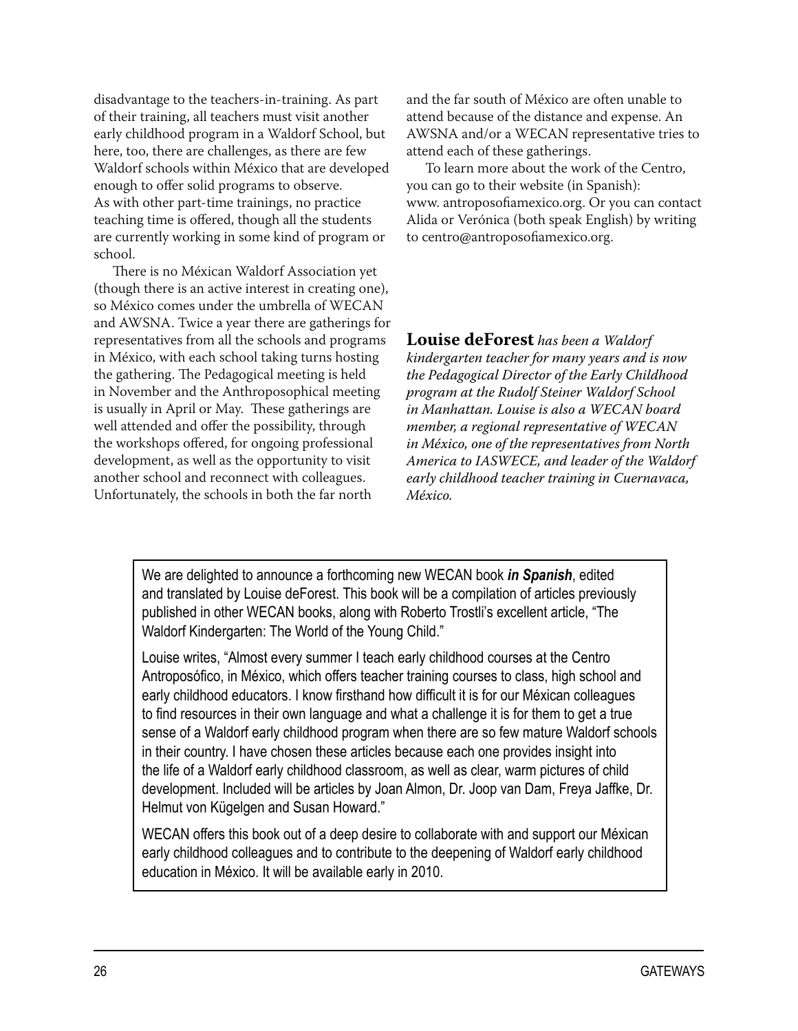disadvantage to the teachers-in-training. As part of their training, all teachers must visit another early childhood program in a Waldorf School, but here, too, there are challenges, as there are few Waldorf schools within México that are developed enough to offer solid programs to observe. As with other part-time trainings, no practice teaching time is offered, though all the students are currently working in some kind of program or school.

There is no Méxican Waldorf Association yet (though there is an active interest in creating one), so México comes under the umbrella of WECAN and AWSNA. Twice a year there are gatherings for representatives from all the schools and programs in México, with each school taking turns hosting the gathering. The Pedagogical meeting is held in November and the Anthroposophical meeting is usually in April or May. These gatherings are well attended and offer the possibility, through the workshops offered, for ongoing professional development, as well as the opportunity to visit another school and reconnect with colleagues. Unfortunately, the schools in both the far north and the far south of México are often unable to attend because of the distance and expense. An AWSNA and/or a WECAN representative tries to attend each of these gatherings.

To learn more about the work of the Centro, you can go to their website (in Spanish): www. antroposofiamexico.org. Or you can contact Alida or Verónica (both speak English) by writing to centro@antroposofiamexico.org.

**Louise deForest** *has been a Waldorf kindergarten teacher for many years and is now the Pedagogical Director of the Early Childhood program at the Rudolf Steiner Waldorf School in Manhattan. Louise is also a WECAN board member, a regional representative of WECAN in México, one of the representatives from North America to IASWECE, and leader of the Waldorf early childhood teacher training in Cuernavaca, México.*

---

We are delighted to announce a forthcoming new WECAN book ***in Spanish***, edited and translated by Louise deForest. This book will be a compilation of articles previously published in other WECAN books, along with Roberto Trostli's excellent article, "The Waldorf Kindergarten: The World of the Young Child."

Louise writes, "Almost every summer I teach early childhood courses at the Centro Antroposófico, in México, which offers teacher training courses to class, high school and early childhood educators. I know firsthand how difficult it is for our Méxican colleagues to find resources in their own language and what a challenge it is for them to get a true sense of a Waldorf early childhood program when there are so few mature Waldorf schools in their country. I have chosen these articles because each one provides insight into the life of a Waldorf early childhood classroom, as well as clear, warm pictures of child development. Included will be articles by Joan Almon, Dr. Joop van Dam, Freya Jaffke, Dr. Helmut von Kügelgen and Susan Howard."

WECAN offers this book out of a deep desire to collaborate with and support our Méxican early childhood colleagues and to contribute to the deepening of Waldorf early childhood education in México. It will be available early in 2010.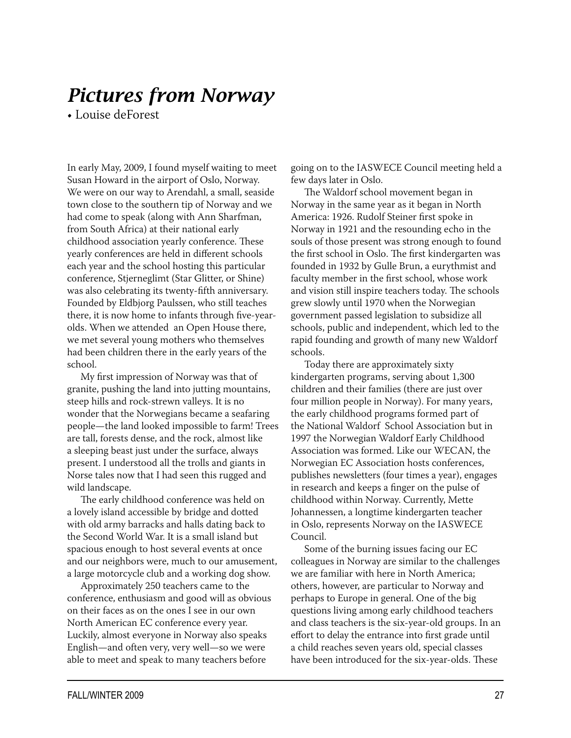# *Pictures from Norway*

• Louise deForest

In early May, 2009, I found myself waiting to meet Susan Howard in the airport of Oslo, Norway. We were on our way to Arendahl, a small, seaside town close to the southern tip of Norway and we had come to speak (along with Ann Sharfman, from South Africa) at their national early childhood association yearly conference. These yearly conferences are held in different schools each year and the school hosting this particular conference, Stjerneglimt (Star Glitter, or Shine) was also celebrating its twenty-fifth anniversary. Founded by Eldbjorg Paulssen, who still teaches there, it is now home to infants through five-year-olds. When we attended an Open House there, we met several young mothers who themselves had been children there in the early years of the school.

My first impression of Norway was that of granite, pushing the land into jutting mountains, steep hills and rock-strewn valleys. It is no wonder that the Norwegians became a seafaring people—the land looked impossible to farm! Trees are tall, forests dense, and the rock, almost like a sleeping beast just under the surface, always present. I understood all the trolls and giants in Norse tales now that I had seen this rugged and wild landscape.

The early childhood conference was held on a lovely island accessible by bridge and dotted with old army barracks and halls dating back to the Second World War. It is a small island but spacious enough to host several events at once and our neighbors were, much to our amusement, a large motorcycle club and a working dog show.

Approximately 250 teachers came to the conference, enthusiasm and good will as obvious on their faces as on the ones I see in our own North American EC conference every year. Luckily, almost everyone in Norway also speaks English—and often very, very well—so we were able to meet and speak to many teachers before going on to the IASWECE Council meeting held a few days later in Oslo.

The Waldorf school movement began in Norway in the same year as it began in North America: 1926. Rudolf Steiner first spoke in Norway in 1921 and the resounding echo in the souls of those present was strong enough to found the first school in Oslo. The first kindergarten was founded in 1932 by Gulle Brun, a eurythmist and faculty member in the first school, whose work and vision still inspire teachers today. The schools grew slowly until 1970 when the Norwegian government passed legislation to subsidize all schools, public and independent, which led to the rapid founding and growth of many new Waldorf schools.

Today there are approximately sixty kindergarten programs, serving about 1,300 children and their families (there are just over four million people in Norway). For many years, the early childhood programs formed part of the National Waldorf School Association but in 1997 the Norwegian Waldorf Early Childhood Association was formed. Like our WECAN, the Norwegian EC Association hosts conferences, publishes newsletters (four times a year), engages in research and keeps a finger on the pulse of childhood within Norway. Currently, Mette Johannessen, a longtime kindergarten teacher in Oslo, represents Norway on the IASWECE Council.

Some of the burning issues facing our EC colleagues in Norway are similar to the challenges we are familiar with here in North America; others, however, are particular to Norway and perhaps to Europe in general. One of the big questions living among early childhood teachers and class teachers is the six-year-old groups. In an effort to delay the entrance into first grade until a child reaches seven years old, special classes have been introduced for the six-year-olds. These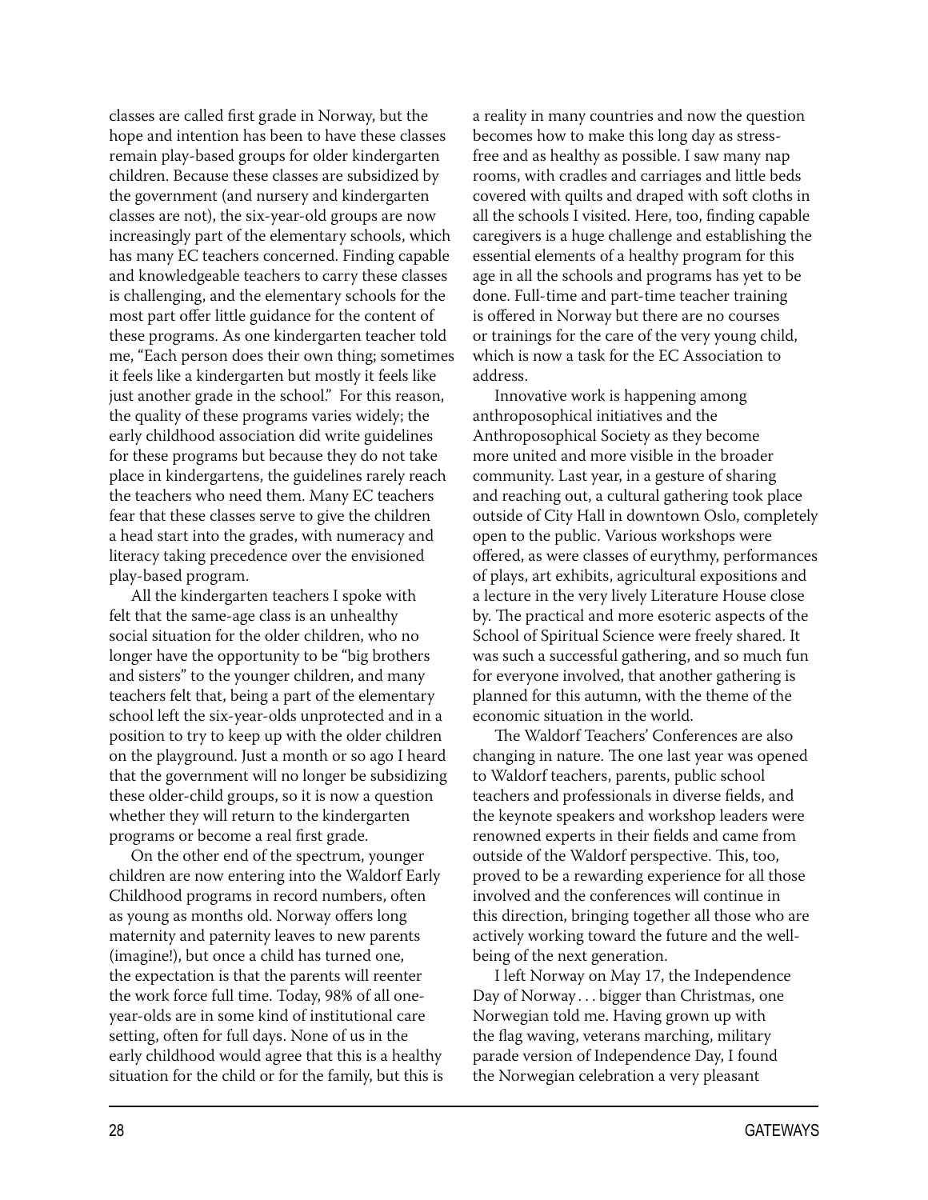classes are called first grade in Norway, but the hope and intention has been to have these classes remain play-based groups for older kindergarten children. Because these classes are subsidized by the government (and nursery and kindergarten classes are not), the six-year-old groups are now increasingly part of the elementary schools, which has many EC teachers concerned. Finding capable and knowledgeable teachers to carry these classes is challenging, and the elementary schools for the most part offer little guidance for the content of these programs. As one kindergarten teacher told me, "Each person does their own thing; sometimes it feels like a kindergarten but mostly it feels like just another grade in the school." For this reason, the quality of these programs varies widely; the early childhood association did write guidelines for these programs but because they do not take place in kindergartens, the guidelines rarely reach the teachers who need them. Many EC teachers fear that these classes serve to give the children a head start into the grades, with numeracy and literacy taking precedence over the envisioned play-based program.

All the kindergarten teachers I spoke with felt that the same-age class is an unhealthy social situation for the older children, who no longer have the opportunity to be "big brothers and sisters" to the younger children, and many teachers felt that, being a part of the elementary school left the six-year-olds unprotected and in a position to try to keep up with the older children on the playground. Just a month or so ago I heard that the government will no longer be subsidizing these older-child groups, so it is now a question whether they will return to the kindergarten programs or become a real first grade.

On the other end of the spectrum, younger children are now entering into the Waldorf Early Childhood programs in record numbers, often as young as months old. Norway offers long maternity and paternity leaves to new parents (imagine!), but once a child has turned one, the expectation is that the parents will reenter the work force full time. Today, 98% of all one-year-olds are in some kind of institutional care setting, often for full days. None of us in the early childhood would agree that this is a healthy situation for the child or for the family, but this is a reality in many countries and now the question becomes how to make this long day as stress-free and as healthy as possible. I saw many nap rooms, with cradles and carriages and little beds covered with quilts and draped with soft cloths in all the schools I visited. Here, too, finding capable caregivers is a huge challenge and establishing the essential elements of a healthy program for this age in all the schools and programs has yet to be done. Full-time and part-time teacher training is offered in Norway but there are no courses or trainings for the care of the very young child, which is now a task for the EC Association to address.

Innovative work is happening among anthroposophical initiatives and the Anthroposophical Society as they become more united and more visible in the broader community. Last year, in a gesture of sharing and reaching out, a cultural gathering took place outside of City Hall in downtown Oslo, completely open to the public. Various workshops were offered, as were classes of eurythmy, performances of plays, art exhibits, agricultural expositions and a lecture in the very lively Literature House close by. The practical and more esoteric aspects of the School of Spiritual Science were freely shared. It was such a successful gathering, and so much fun for everyone involved, that another gathering is planned for this autumn, with the theme of the economic situation in the world.

The Waldorf Teachers' Conferences are also changing in nature. The one last year was opened to Waldorf teachers, parents, public school teachers and professionals in diverse fields, and the keynote speakers and workshop leaders were renowned experts in their fields and came from outside of the Waldorf perspective. This, too, proved to be a rewarding experience for all those involved and the conferences will continue in this direction, bringing together all those who are actively working toward the future and the well-being of the next generation.

I left Norway on May 17, the Independence Day of Norway . . . bigger than Christmas, one Norwegian told me. Having grown up with the flag waving, veterans marching, military parade version of Independence Day, I found the Norwegian celebration a very pleasant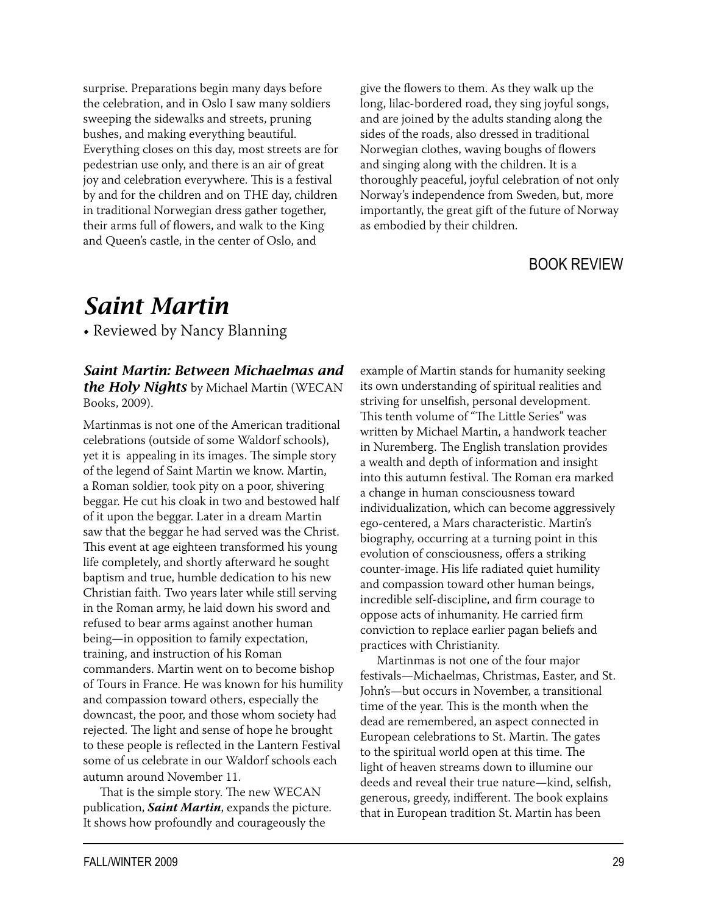surprise. Preparations begin many days before the celebration, and in Oslo I saw many soldiers sweeping the sidewalks and streets, pruning bushes, and making everything beautiful. Everything closes on this day, most streets are for pedestrian use only, and there is an air of great joy and celebration everywhere. This is a festival by and for the children and on THE day, children in traditional Norwegian dress gather together, their arms full of flowers, and walk to the King and Queen's castle, in the center of Oslo, and give the flowers to them. As they walk up the long, lilac-bordered road, they sing joyful songs, and are joined by the adults standing along the sides of the roads, also dressed in traditional Norwegian clothes, waving boughs of flowers and singing along with the children. It is a thoroughly peaceful, joyful celebration of not only Norway's independence from Sweden, but, more importantly, the great gift of the future of Norway as embodied by their children.

BOOK REVIEW

# *Saint Martin*

• Reviewed by Nancy Blanning

***Saint Martin: Between Michaelmas and the Holy Nights*** by Michael Martin (WECAN Books, 2009).

Martinmas is not one of the American traditional celebrations (outside of some Waldorf schools), yet it is appealing in its images. The simple story of the legend of Saint Martin we know. Martin, a Roman soldier, took pity on a poor, shivering beggar. He cut his cloak in two and bestowed half of it upon the beggar. Later in a dream Martin saw that the beggar he had served was the Christ. This event at age eighteen transformed his young life completely, and shortly afterward he sought baptism and true, humble dedication to his new Christian faith. Two years later while still serving in the Roman army, he laid down his sword and refused to bear arms against another human being—in opposition to family expectation, training, and instruction of his Roman commanders. Martin went on to become bishop of Tours in France. He was known for his humility and compassion toward others, especially the downcast, the poor, and those whom society had rejected. The light and sense of hope he brought to these people is reflected in the Lantern Festival some of us celebrate in our Waldorf schools each autumn around November 11.

That is the simple story. The new WECAN publication, ***Saint Martin***, expands the picture. It shows how profoundly and courageously the example of Martin stands for humanity seeking its own understanding of spiritual realities and striving for unselfish, personal development. This tenth volume of "The Little Series" was written by Michael Martin, a handwork teacher in Nuremberg. The English translation provides a wealth and depth of information and insight into this autumn festival. The Roman era marked a change in human consciousness toward individualization, which can become aggressively ego-centered, a Mars characteristic. Martin's biography, occurring at a turning point in this evolution of consciousness, offers a striking counter-image. His life radiated quiet humility and compassion toward other human beings, incredible self-discipline, and firm courage to oppose acts of inhumanity. He carried firm conviction to replace earlier pagan beliefs and practices with Christianity.

Martinmas is not one of the four major festivals—Michaelmas, Christmas, Easter, and St. John's—but occurs in November, a transitional time of the year. This is the month when the dead are remembered, an aspect connected in European celebrations to St. Martin. The gates to the spiritual world open at this time. The light of heaven streams down to illumine our deeds and reveal their true nature—kind, selfish, generous, greedy, indifferent. The book explains that in European tradition St. Martin has been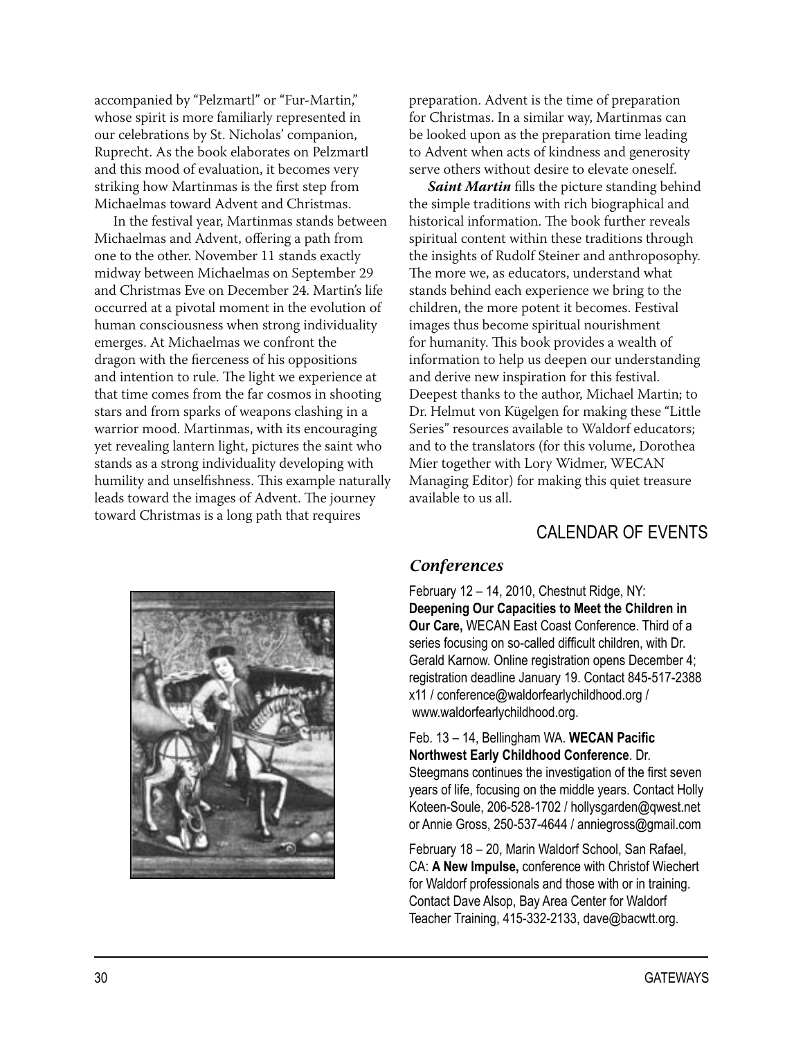accompanied by "Pelzmartl" or "Fur-Martin," whose spirit is more familiarly represented in our celebrations by St. Nicholas' companion, Ruprecht. As the book elaborates on Pelzmartl and this mood of evaluation, it becomes very striking how Martinmas is the first step from Michaelmas toward Advent and Christmas.

In the festival year, Martinmas stands between Michaelmas and Advent, offering a path from one to the other. November 11 stands exactly midway between Michaelmas on September 29 and Christmas Eve on December 24. Martin's life occurred at a pivotal moment in the evolution of human consciousness when strong individuality emerges. At Michaelmas we confront the dragon with the fierceness of his oppositions and intention to rule. The light we experience at that time comes from the far cosmos in shooting stars and from sparks of weapons clashing in a warrior mood. Martinmas, with its encouraging yet revealing lantern light, pictures the saint who stands as a strong individuality developing with humility and unselfishness. This example naturally leads toward the images of Advent. The journey toward Christmas is a long path that requires preparation. Advent is the time of preparation for Christmas. In a similar way, Martinmas can be looked upon as the preparation time leading to Advent when acts of kindness and generosity serve others without desire to elevate oneself.

***Saint Martin*** fills the picture standing behind the simple traditions with rich biographical and historical information. The book further reveals spiritual content within these traditions through the insights of Rudolf Steiner and anthroposophy. The more we, as educators, understand what stands behind each experience we bring to the children, the more potent it becomes. Festival images thus become spiritual nourishment for humanity. This book provides a wealth of information to help us deepen our understanding and derive new inspiration for this festival. Deepest thanks to the author, Michael Martin; to Dr. Helmut von Kügelgen for making these "Little Series" resources available to Waldorf educators; and to the translators (for this volume, Dorothea Mier together with Lory Widmer, WECAN Managing Editor) for making this quiet treasure available to us all.

## CALENDAR OF EVENTS

### *Conferences*

February 12 – 14, 2010, Chestnut Ridge, NY: **Deepening Our Capacities to Meet the Children in Our Care,** WECAN East Coast Conference. Third of a series focusing on so-called difficult children, with Dr. Gerald Karnow. Online registration opens December 4; registration deadline January 19. Contact 845-517-2388 x11 / conference@waldorfearlychildhood.org / www.waldorfearlychildhood.org.

Feb. 13 – 14, Bellingham WA. **WECAN Pacific Northwest Early Childhood Conference**. Dr. Steegmans continues the investigation of the first seven years of life, focusing on the middle years. Contact Holly Koteen-Soule, 206-528-1702 / hollysgarden@qwest.net or Annie Gross, 250-537-4644 / anniegross@gmail.com

February 18 – 20, Marin Waldorf School, San Rafael, CA: **A New Impulse,** conference with Christof Wiechert for Waldorf professionals and those with or in training. Contact Dave Alsop, Bay Area Center for Waldorf Teacher Training, 415-332-2133, dave@bacwtt.org.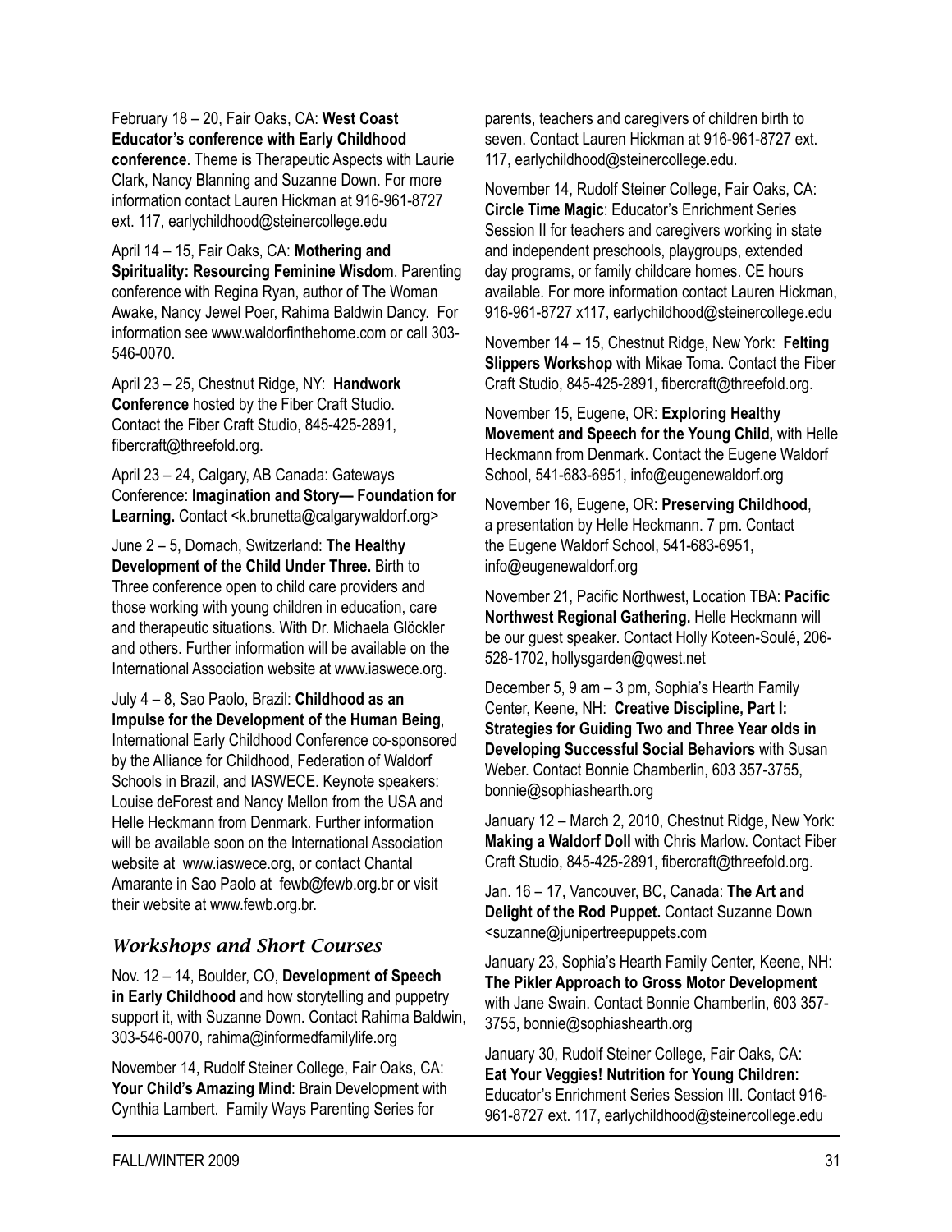February 18 – 20, Fair Oaks, CA: **West Coast Educator's conference with Early Childhood conference**. Theme is Therapeutic Aspects with Laurie Clark, Nancy Blanning and Suzanne Down. For more information contact Lauren Hickman at 916-961-8727 ext. 117, earlychildhood@steinercollege.edu

April 14 – 15, Fair Oaks, CA: **Mothering and Spirituality: Resourcing Feminine Wisdom**. Parenting conference with Regina Ryan, author of The Woman Awake, Nancy Jewel Poer, Rahima Baldwin Dancy. For information see www.waldorfinthehome.com or call 303-546-0070.

April 23 – 25, Chestnut Ridge, NY: **Handwork Conference** hosted by the Fiber Craft Studio. Contact the Fiber Craft Studio, 845-425-2891, fibercraft@threefold.org.

April 23 – 24, Calgary, AB Canada: Gateways Conference: **Imagination and Story— Foundation for Learning.** Contact <k.brunetta@calgarywaldorf.org>

June 2 – 5, Dornach, Switzerland: **The Healthy Development of the Child Under Three.** Birth to Three conference open to child care providers and those working with young children in education, care and therapeutic situations. With Dr. Michaela Glöckler and others. Further information will be available on the International Association website at www.iaswece.org.

July 4 – 8, Sao Paolo, Brazil: **Childhood as an Impulse for the Development of the Human Being**, International Early Childhood Conference co-sponsored by the Alliance for Childhood, Federation of Waldorf Schools in Brazil, and IASWECE. Keynote speakers: Louise deForest and Nancy Mellon from the USA and Helle Heckmann from Denmark. Further information will be available soon on the International Association website at www.iaswece.org, or contact Chantal Amarante in Sao Paolo at fewb@fewb.org.br or visit their website at www.fewb.org.br.

## *Workshops and Short Courses*

Nov. 12 – 14, Boulder, CO, **Development of Speech in Early Childhood** and how storytelling and puppetry support it, with Suzanne Down. Contact Rahima Baldwin, 303-546-0070, rahima@informedfamilylife.org

November 14, Rudolf Steiner College, Fair Oaks, CA: **Your Child's Amazing Mind**: Brain Development with Cynthia Lambert. Family Ways Parenting Series for parents, teachers and caregivers of children birth to seven. Contact Lauren Hickman at 916-961-8727 ext. 117, earlychildhood@steinercollege.edu.

November 14, Rudolf Steiner College, Fair Oaks, CA: **Circle Time Magic**: Educator's Enrichment Series Session II for teachers and caregivers working in state and independent preschools, playgroups, extended day programs, or family childcare homes. CE hours available. For more information contact Lauren Hickman, 916-961-8727 x117, earlychildhood@steinercollege.edu

November 14 – 15, Chestnut Ridge, New York: **Felting Slippers Workshop** with Mikae Toma. Contact the Fiber Craft Studio, 845-425-2891, fibercraft@threefold.org.

November 15, Eugene, OR: **Exploring Healthy Movement and Speech for the Young Child,** with Helle Heckmann from Denmark. Contact the Eugene Waldorf School, 541-683-6951, info@eugenewaldorf.org

November 16, Eugene, OR: **Preserving Childhood**, a presentation by Helle Heckmann. 7 pm. Contact the Eugene Waldorf School, 541-683-6951, info@eugenewaldorf.org

November 21, Pacific Northwest, Location TBA: **Pacific Northwest Regional Gathering.** Helle Heckmann will be our guest speaker. Contact Holly Koteen-Soulé, 206-528-1702, hollysgarden@qwest.net

December 5, 9 am – 3 pm, Sophia's Hearth Family Center, Keene, NH: **Creative Discipline, Part I: Strategies for Guiding Two and Three Year olds in Developing Successful Social Behaviors** with Susan Weber. Contact Bonnie Chamberlin, 603 357-3755, bonnie@sophiashearth.org

January 12 – March 2, 2010, Chestnut Ridge, New York: **Making a Waldorf Doll** with Chris Marlow. Contact Fiber Craft Studio, 845-425-2891, fibercraft@threefold.org.

Jan. 16 – 17, Vancouver, BC, Canada: **The Art and Delight of the Rod Puppet.** Contact Suzanne Down <suzanne@junipertreepuppets.com

January 23, Sophia's Hearth Family Center, Keene, NH: **The Pikler Approach to Gross Motor Development** with Jane Swain. Contact Bonnie Chamberlin, 603 357-3755, bonnie@sophiashearth.org

January 30, Rudolf Steiner College, Fair Oaks, CA: **Eat Your Veggies! Nutrition for Young Children:** Educator's Enrichment Series Session III. Contact 916-961-8727 ext. 117, earlychildhood@steinercollege.edu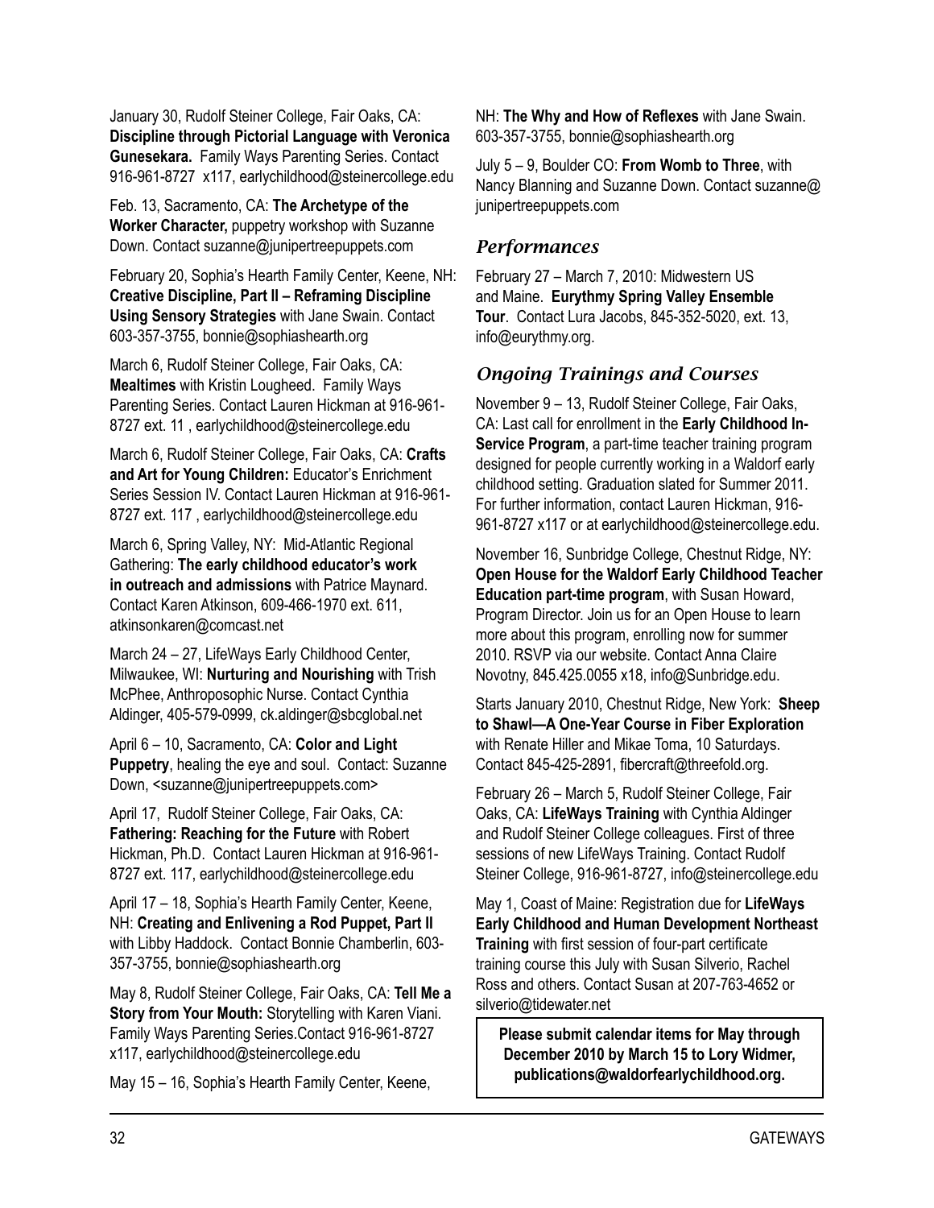January 30, Rudolf Steiner College, Fair Oaks, CA: **Discipline through Pictorial Language with Veronica Gunesekara.** Family Ways Parenting Series. Contact 916-961-8727 x117, earlychildhood@steinercollege.edu

Feb. 13, Sacramento, CA: **The Archetype of the Worker Character,** puppetry workshop with Suzanne Down. Contact suzanne@junipertreepuppets.com

February 20, Sophia's Hearth Family Center, Keene, NH: **Creative Discipline, Part II – Reframing Discipline Using Sensory Strategies** with Jane Swain. Contact 603-357-3755, bonnie@sophiashearth.org

March 6, Rudolf Steiner College, Fair Oaks, CA: **Mealtimes** with Kristin Lougheed. Family Ways Parenting Series. Contact Lauren Hickman at 916-961-8727 ext. 11 , earlychildhood@steinercollege.edu

March 6, Rudolf Steiner College, Fair Oaks, CA: **Crafts and Art for Young Children:** Educator's Enrichment Series Session IV. Contact Lauren Hickman at 916-961-8727 ext. 117 , earlychildhood@steinercollege.edu

March 6, Spring Valley, NY: Mid-Atlantic Regional Gathering: **The early childhood educator's work in outreach and admissions** with Patrice Maynard. Contact Karen Atkinson, 609-466-1970 ext. 611, atkinsonkaren@comcast.net

March 24 – 27, LifeWays Early Childhood Center, Milwaukee, WI: **Nurturing and Nourishing** with Trish McPhee, Anthroposophic Nurse. Contact Cynthia Aldinger, 405-579-0999, ck.aldinger@sbcglobal.net

April 6 – 10, Sacramento, CA: **Color and Light Puppetry**, healing the eye and soul. Contact: Suzanne Down, <suzanne@junipertreepuppets.com>

April 17, Rudolf Steiner College, Fair Oaks, CA: **Fathering: Reaching for the Future** with Robert Hickman, Ph.D. Contact Lauren Hickman at 916-961-8727 ext. 117, earlychildhood@steinercollege.edu

April 17 – 18, Sophia's Hearth Family Center, Keene, NH: **Creating and Enlivening a Rod Puppet, Part II** with Libby Haddock. Contact Bonnie Chamberlin, 603-357-3755, bonnie@sophiashearth.org

May 8, Rudolf Steiner College, Fair Oaks, CA: **Tell Me a Story from Your Mouth:** Storytelling with Karen Viani. Family Ways Parenting Series.Contact 916-961-8727 x117, earlychildhood@steinercollege.edu

May 15 – 16, Sophia's Hearth Family Center, Keene, NH: **The Why and How of Reflexes** with Jane Swain. 603-357-3755, bonnie@sophiashearth.org

July 5 – 9, Boulder CO: **From Womb to Three**, with Nancy Blanning and Suzanne Down. Contact suzanne@junipertreepuppets.com

## *Performances*

February 27 – March 7, 2010: Midwestern US and Maine. **Eurythmy Spring Valley Ensemble Tour**. Contact Lura Jacobs, 845-352-5020, ext. 13, info@eurythmy.org.

## *Ongoing Trainings and Courses*

November 9 – 13, Rudolf Steiner College, Fair Oaks, CA: Last call for enrollment in the **Early Childhood In-Service Program**, a part-time teacher training program designed for people currently working in a Waldorf early childhood setting. Graduation slated for Summer 2011. For further information, contact Lauren Hickman, 916-961-8727 x117 or at earlychildhood@steinercollege.edu.

November 16, Sunbridge College, Chestnut Ridge, NY: **Open House for the Waldorf Early Childhood Teacher Education part-time program**, with Susan Howard, Program Director. Join us for an Open House to learn more about this program, enrolling now for summer 2010. RSVP via our website. Contact Anna Claire Novotny, 845.425.0055 x18, info@Sunbridge.edu.

Starts January 2010, Chestnut Ridge, New York: **Sheep to Shawl—A One-Year Course in Fiber Exploration** with Renate Hiller and Mikae Toma, 10 Saturdays. Contact 845-425-2891, fibercraft@threefold.org.

February 26 – March 5, Rudolf Steiner College, Fair Oaks, CA: **LifeWays Training** with Cynthia Aldinger and Rudolf Steiner College colleagues. First of three sessions of new LifeWays Training. Contact Rudolf Steiner College, 916-961-8727, info@steinercollege.edu

May 1, Coast of Maine: Registration due for **LifeWays Early Childhood and Human Development Northeast Training** with first session of four-part certificate training course this July with Susan Silverio, Rachel Ross and others. Contact Susan at 207-763-4652 or silverio@tidewater.net

**Please submit calendar items for May through December 2010 by March 15 to Lory Widmer, publications@waldorfearlychildhood.org.**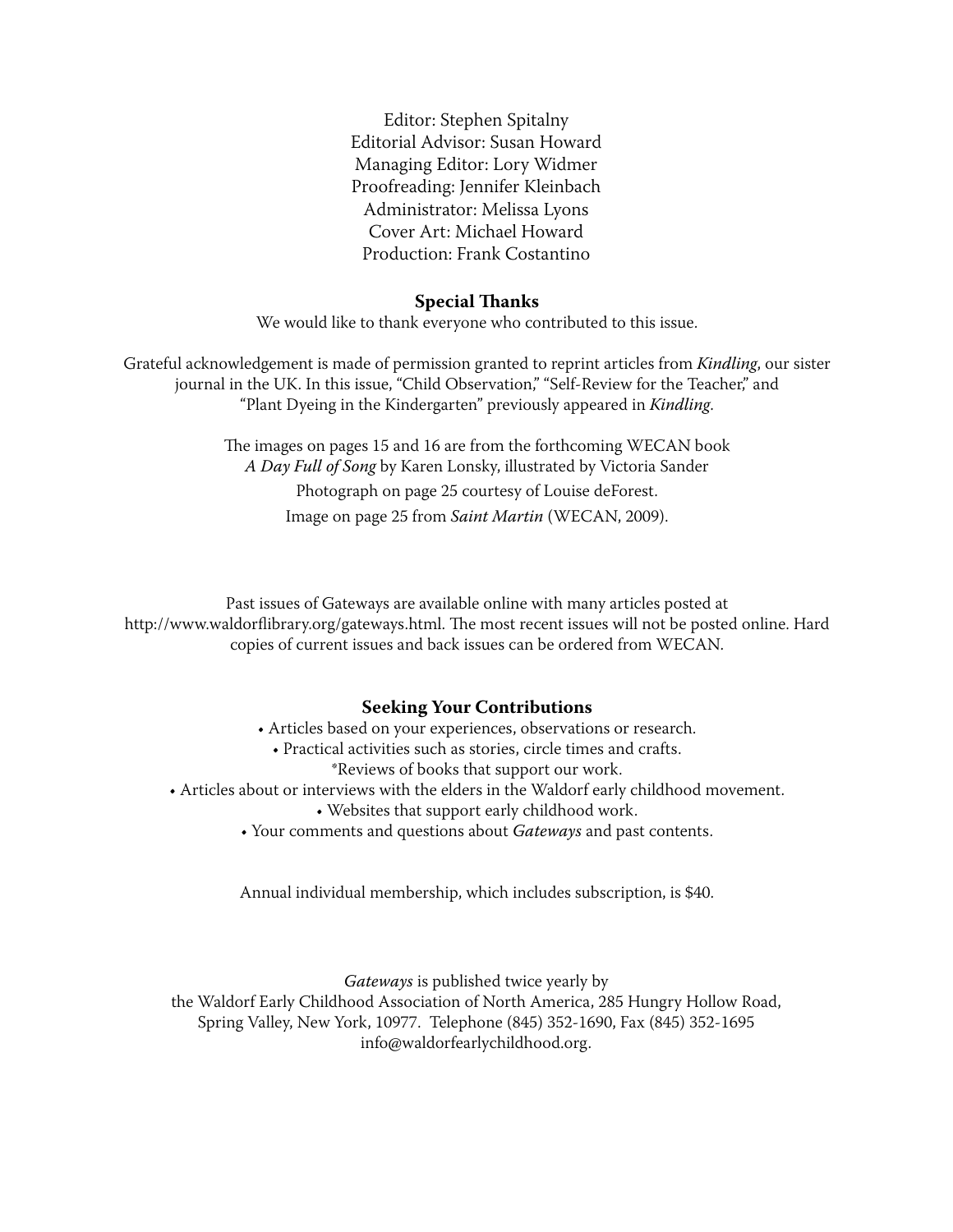Editor: Stephen Spitalny
Editorial Advisor: Susan Howard
Managing Editor: Lory Widmer
Proofreading: Jennifer Kleinbach
Administrator: Melissa Lyons
Cover Art: Michael Howard
Production: Frank Costantino

**Special Thanks**

We would like to thank everyone who contributed to this issue.

Grateful acknowledgement is made of permission granted to reprint articles from *Kindling*, our sister journal in the UK. In this issue, "Child Observation," "Self-Review for the Teacher," and "Plant Dyeing in the Kindergarten" previously appeared in *Kindling*.

The images on pages 15 and 16 are from the forthcoming WECAN book *A Day Full of Song* by Karen Lonsky, illustrated by Victoria Sander

Photograph on page 25 courtesy of Louise deForest.

Image on page 25 from *Saint Martin* (WECAN, 2009).

Past issues of Gateways are available online with many articles posted at http://www.waldorflibrary.org/gateways.html. The most recent issues will not be posted online. Hard copies of current issues and back issues can be ordered from WECAN.

**Seeking Your Contributions**

- Articles based on your experiences, observations or research.
- Practical activities such as stories, circle times and crafts.
- *Reviews of books that support our work.
- Articles about or interviews with the elders in the Waldorf early childhood movement.
- Websites that support early childhood work.
- Your comments and questions about *Gateways* and past contents.

Annual individual membership, which includes subscription, is $40.

*Gateways* is published twice yearly by the Waldorf Early Childhood Association of North America, 285 Hungry Hollow Road, Spring Valley, New York, 10977. Telephone (845) 352-1690, Fax (845) 352-1695 info@waldorfearlychildhood.org.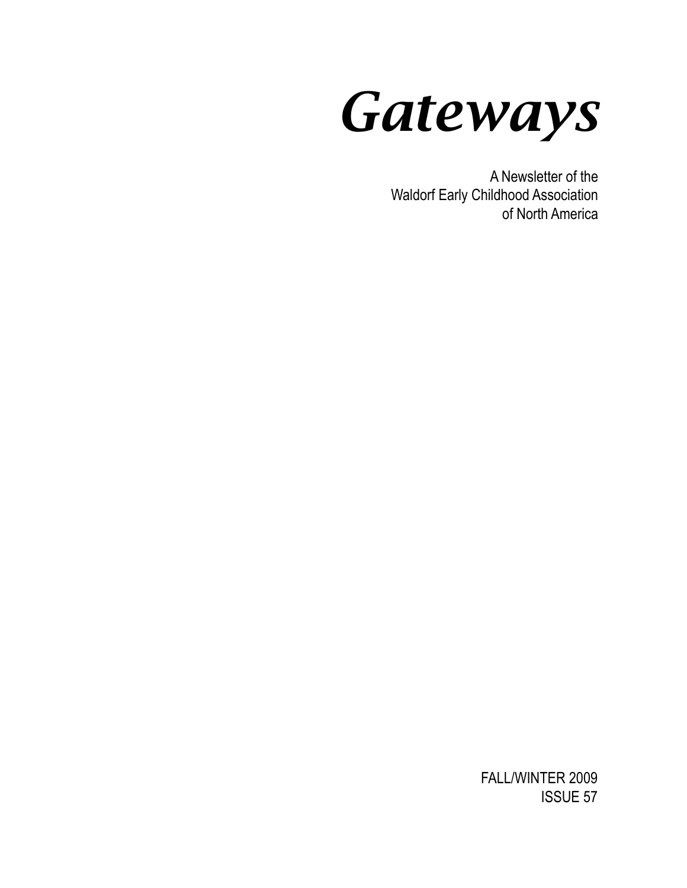# *Gateways*

A Newsletter of the
Waldorf Early Childhood Association
of North America

FALL/WINTER 2009
ISSUE 57